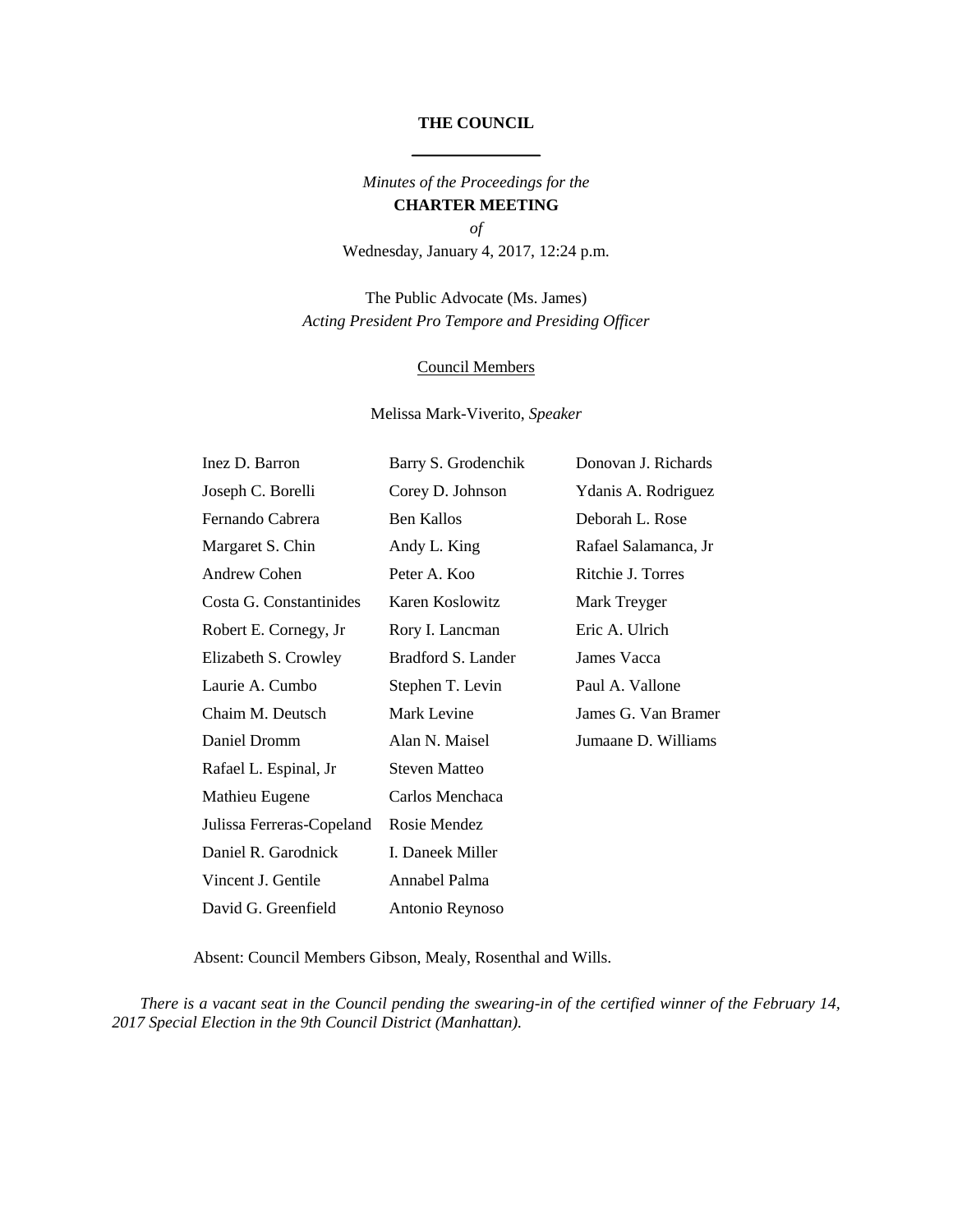**THE COUNCIL**

---

*Minutes of the Proceedings for the*
**CHARTER MEETING**
*of*
Wednesday, January 4, 2017, 12:24 p.m.

The Public Advocate (Ms. James)
*Acting President Pro Tempore and Presiding Officer*

Council Members

Melissa Mark-Viverito, *Speaker*

| | | |
|---|---|---|
| Inez D. Barron | Barry S. Grodenchik | Donovan J. Richards |
| Joseph C. Borelli | Corey D. Johnson | Ydanis A. Rodriguez |
| Fernando Cabrera | Ben Kallos | Deborah L. Rose |
| Margaret S. Chin | Andy L. King | Rafael Salamanca, Jr |
| Andrew Cohen | Peter A. Koo | Ritchie J. Torres |
| Costa G. Constantinides | Karen Koslowitz | Mark Treyger |
| Robert E. Cornegy, Jr | Rory I. Lancman | Eric A. Ulrich |
| Elizabeth S. Crowley | Bradford S. Lander | James Vacca |
| Laurie A. Cumbo | Stephen T. Levin | Paul A. Vallone |
| Chaim M. Deutsch | Mark Levine | James G. Van Bramer |
| Daniel Dromm | Alan N. Maisel | Jumaane D. Williams |
| Rafael L. Espinal, Jr | Steven Matteo | |
| Mathieu Eugene | Carlos Menchaca | |
| Julissa Ferreras-Copeland | Rosie Mendez | |
| Daniel R. Garodnick | I. Daneek Miller | |
| Vincent J. Gentile | Annabel Palma | |
| David G. Greenfield | Antonio Reynoso | |

Absent: Council Members Gibson, Mealy, Rosenthal and Wills.

*There is a vacant seat in the Council pending the swearing-in of the certified winner of the February 14, 2017 Special Election in the 9th Council District (Manhattan).*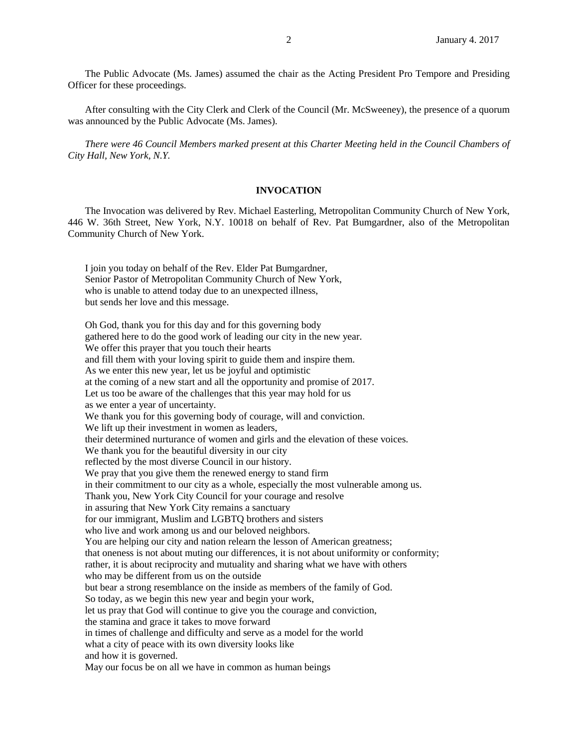The Public Advocate (Ms. James) assumed the chair as the Acting President Pro Tempore and Presiding Officer for these proceedings.

After consulting with the City Clerk and Clerk of the Council (Mr. McSweeney), the presence of a quorum was announced by the Public Advocate (Ms. James).

*There were 46 Council Members marked present at this Charter Meeting held in the Council Chambers of City Hall, New York, N.Y.*

## INVOCATION

The Invocation was delivered by Rev. Michael Easterling, Metropolitan Community Church of New York, 446 W. 36th Street, New York, N.Y. 10018 on behalf of Rev. Pat Bumgardner, also of the Metropolitan Community Church of New York.

I join you today on behalf of the Rev. Elder Pat Bumgardner,
Senior Pastor of Metropolitan Community Church of New York,
who is unable to attend today due to an unexpected illness,
but sends her love and this message.

Oh God, thank you for this day and for this governing body
gathered here to do the good work of leading our city in the new year.
We offer this prayer that you touch their hearts
and fill them with your loving spirit to guide them and inspire them.
As we enter this new year, let us be joyful and optimistic
at the coming of a new start and all the opportunity and promise of 2017.
Let us too be aware of the challenges that this year may hold for us
as we enter a year of uncertainty.
We thank you for this governing body of courage, will and conviction.
We lift up their investment in women as leaders,
their determined nurturance of women and girls and the elevation of these voices.
We thank you for the beautiful diversity in our city
reflected by the most diverse Council in our history.
We pray that you give them the renewed energy to stand firm
in their commitment to our city as a whole, especially the most vulnerable among us.
Thank you, New York City Council for your courage and resolve
in assuring that New York City remains a sanctuary
for our immigrant, Muslim and LGBTQ brothers and sisters
who live and work among us and our beloved neighbors.
You are helping our city and nation relearn the lesson of American greatness;
that oneness is not about muting our differences, it is not about uniformity or conformity;
rather, it is about reciprocity and mutuality and sharing what we have with others
who may be different from us on the outside
but bear a strong resemblance on the inside as members of the family of God.
So today, as we begin this new year and begin your work,
let us pray that God will continue to give you the courage and conviction,
the stamina and grace it takes to move forward
in times of challenge and difficulty and serve as a model for the world
what a city of peace with its own diversity looks like
and how it is governed.
May our focus be on all we have in common as human beings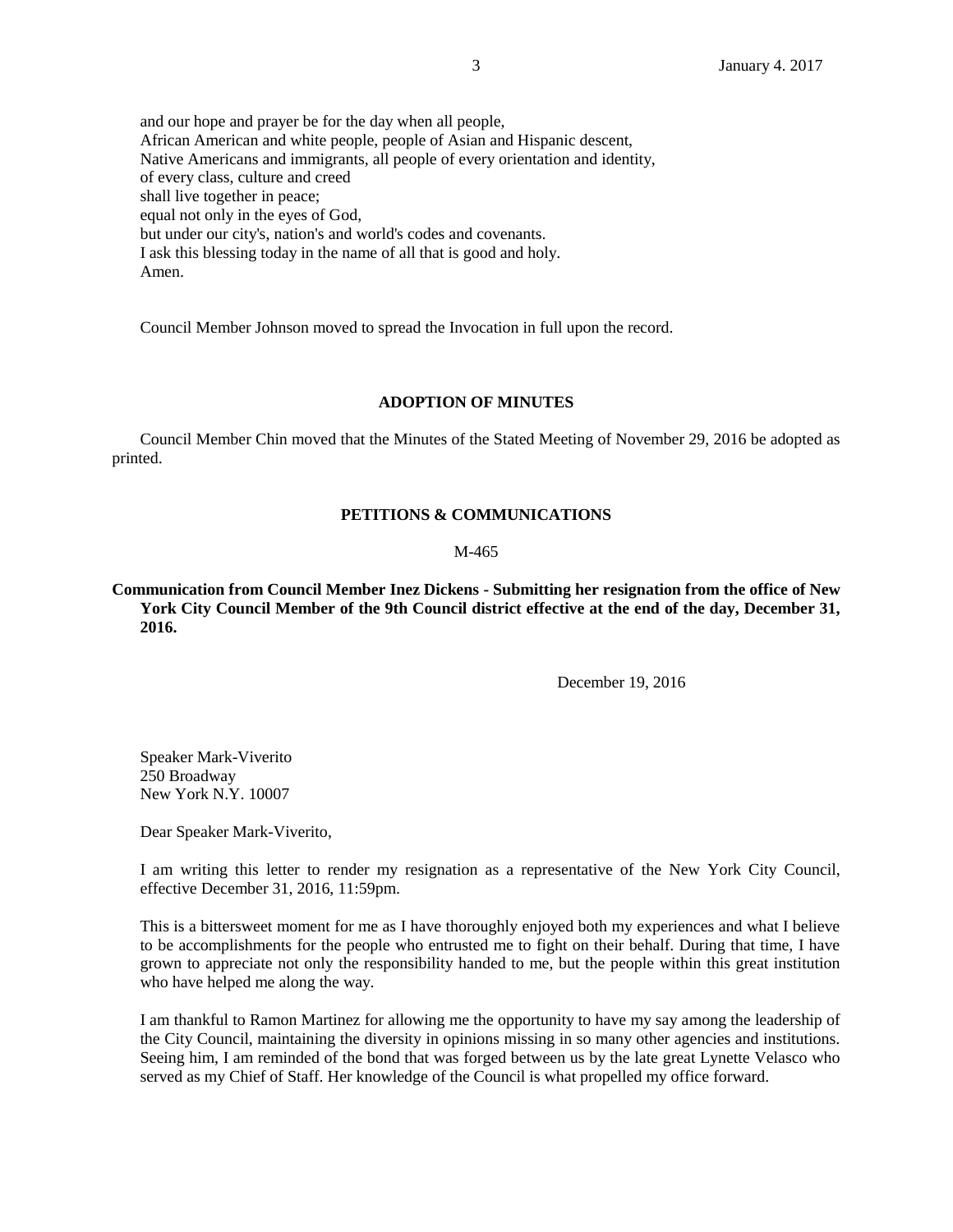and our hope and prayer be for the day when all people,
African American and white people, people of Asian and Hispanic descent,
Native Americans and immigrants, all people of every orientation and identity,
of every class, culture and creed
shall live together in peace;
equal not only in the eyes of God,
but under our city's, nation's and world's codes and covenants.
I ask this blessing today in the name of all that is good and holy.
Amen.

Council Member Johnson moved to spread the Invocation in full upon the record.

### ADOPTION OF MINUTES

Council Member Chin moved that the Minutes of the Stated Meeting of November 29, 2016 be adopted as printed.

### PETITIONS & COMMUNICATIONS

M-465

**Communication from Council Member Inez Dickens - Submitting her resignation from the office of New York City Council Member of the 9th Council district effective at the end of the day, December 31, 2016.**

December 19, 2016

Speaker Mark-Viverito
250 Broadway
New York N.Y. 10007

Dear Speaker Mark-Viverito,

I am writing this letter to render my resignation as a representative of the New York City Council, effective December 31, 2016, 11:59pm.

This is a bittersweet moment for me as I have thoroughly enjoyed both my experiences and what I believe to be accomplishments for the people who entrusted me to fight on their behalf. During that time, I have grown to appreciate not only the responsibility handed to me, but the people within this great institution who have helped me along the way.

I am thankful to Ramon Martinez for allowing me the opportunity to have my say among the leadership of the City Council, maintaining the diversity in opinions missing in so many other agencies and institutions. Seeing him, I am reminded of the bond that was forged between us by the late great Lynette Velasco who served as my Chief of Staff. Her knowledge of the Council is what propelled my office forward.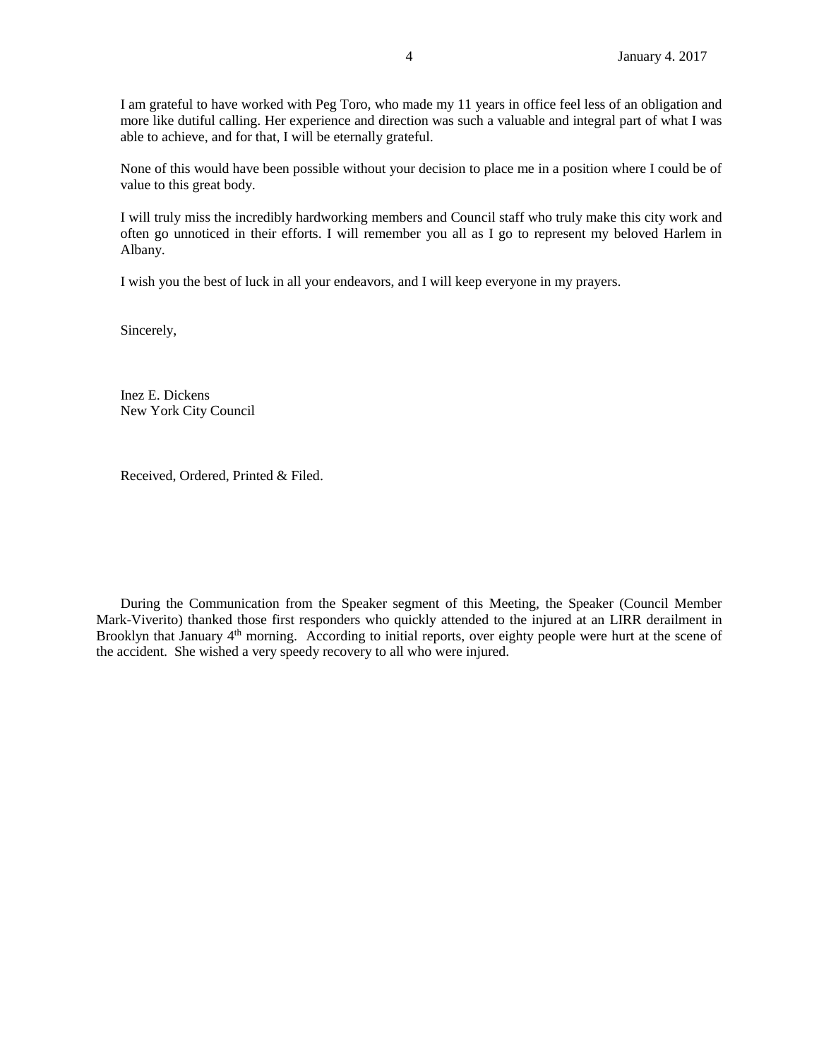I am grateful to have worked with Peg Toro, who made my 11 years in office feel less of an obligation and more like dutiful calling. Her experience and direction was such a valuable and integral part of what I was able to achieve, and for that, I will be eternally grateful.

None of this would have been possible without your decision to place me in a position where I could be of value to this great body.

I will truly miss the incredibly hardworking members and Council staff who truly make this city work and often go unnoticed in their efforts. I will remember you all as I go to represent my beloved Harlem in Albany.

I wish you the best of luck in all your endeavors, and I will keep everyone in my prayers.

Sincerely,

Inez E. Dickens
New York City Council

Received, Ordered, Printed & Filed.

During the Communication from the Speaker segment of this Meeting, the Speaker (Council Member Mark-Viverito) thanked those first responders who quickly attended to the injured at an LIRR derailment in Brooklyn that January 4th morning. According to initial reports, over eighty people were hurt at the scene of the accident. She wished a very speedy recovery to all who were injured.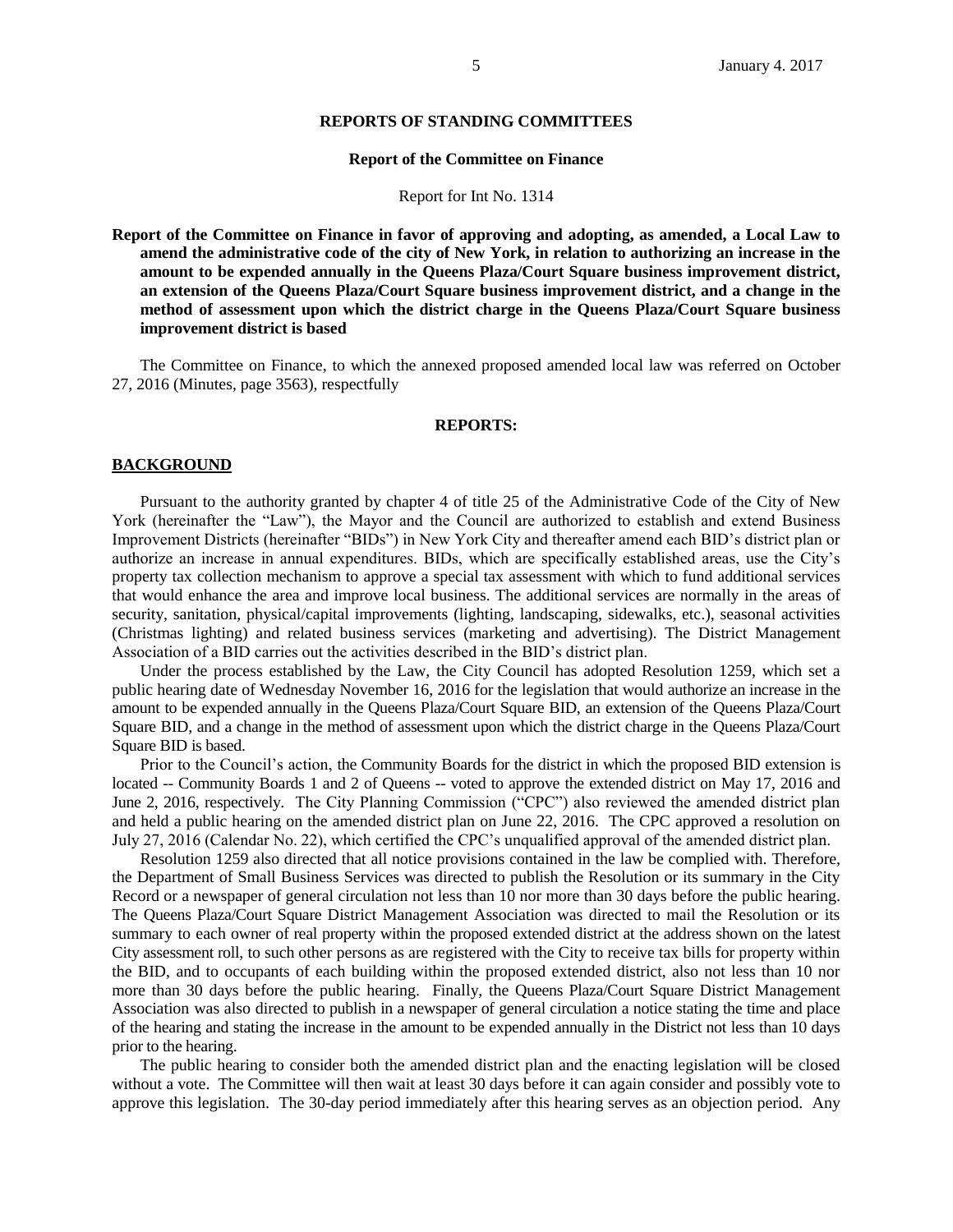## REPORTS OF STANDING COMMITTEES

### Report of the Committee on Finance

Report for Int No. 1314

**Report of the Committee on Finance in favor of approving and adopting, as amended, a Local Law to amend the administrative code of the city of New York, in relation to authorizing an increase in the amount to be expended annually in the Queens Plaza/Court Square business improvement district, an extension of the Queens Plaza/Court Square business improvement district, and a change in the method of assessment upon which the district charge in the Queens Plaza/Court Square business improvement district is based**

The Committee on Finance, to which the annexed proposed amended local law was referred on October 27, 2016 (Minutes, page 3563), respectfully

**REPORTS:**

**BACKGROUND**

Pursuant to the authority granted by chapter 4 of title 25 of the Administrative Code of the City of New York (hereinafter the "Law"), the Mayor and the Council are authorized to establish and extend Business Improvement Districts (hereinafter "BIDs") in New York City and thereafter amend each BID's district plan or authorize an increase in annual expenditures. BIDs, which are specifically established areas, use the City's property tax collection mechanism to approve a special tax assessment with which to fund additional services that would enhance the area and improve local business. The additional services are normally in the areas of security, sanitation, physical/capital improvements (lighting, landscaping, sidewalks, etc.), seasonal activities (Christmas lighting) and related business services (marketing and advertising). The District Management Association of a BID carries out the activities described in the BID's district plan.

Under the process established by the Law, the City Council has adopted Resolution 1259, which set a public hearing date of Wednesday November 16, 2016 for the legislation that would authorize an increase in the amount to be expended annually in the Queens Plaza/Court Square BID, an extension of the Queens Plaza/Court Square BID, and a change in the method of assessment upon which the district charge in the Queens Plaza/Court Square BID is based.

Prior to the Council's action, the Community Boards for the district in which the proposed BID extension is located -- Community Boards 1 and 2 of Queens -- voted to approve the extended district on May 17, 2016 and June 2, 2016, respectively. The City Planning Commission ("CPC") also reviewed the amended district plan and held a public hearing on the amended district plan on June 22, 2016. The CPC approved a resolution on July 27, 2016 (Calendar No. 22), which certified the CPC's unqualified approval of the amended district plan.

Resolution 1259 also directed that all notice provisions contained in the law be complied with. Therefore, the Department of Small Business Services was directed to publish the Resolution or its summary in the City Record or a newspaper of general circulation not less than 10 nor more than 30 days before the public hearing. The Queens Plaza/Court Square District Management Association was directed to mail the Resolution or its summary to each owner of real property within the proposed extended district at the address shown on the latest City assessment roll, to such other persons as are registered with the City to receive tax bills for property within the BID, and to occupants of each building within the proposed extended district, also not less than 10 nor more than 30 days before the public hearing. Finally, the Queens Plaza/Court Square District Management Association was also directed to publish in a newspaper of general circulation a notice stating the time and place of the hearing and stating the increase in the amount to be expended annually in the District not less than 10 days prior to the hearing.

The public hearing to consider both the amended district plan and the enacting legislation will be closed without a vote. The Committee will then wait at least 30 days before it can again consider and possibly vote to approve this legislation. The 30-day period immediately after this hearing serves as an objection period. Any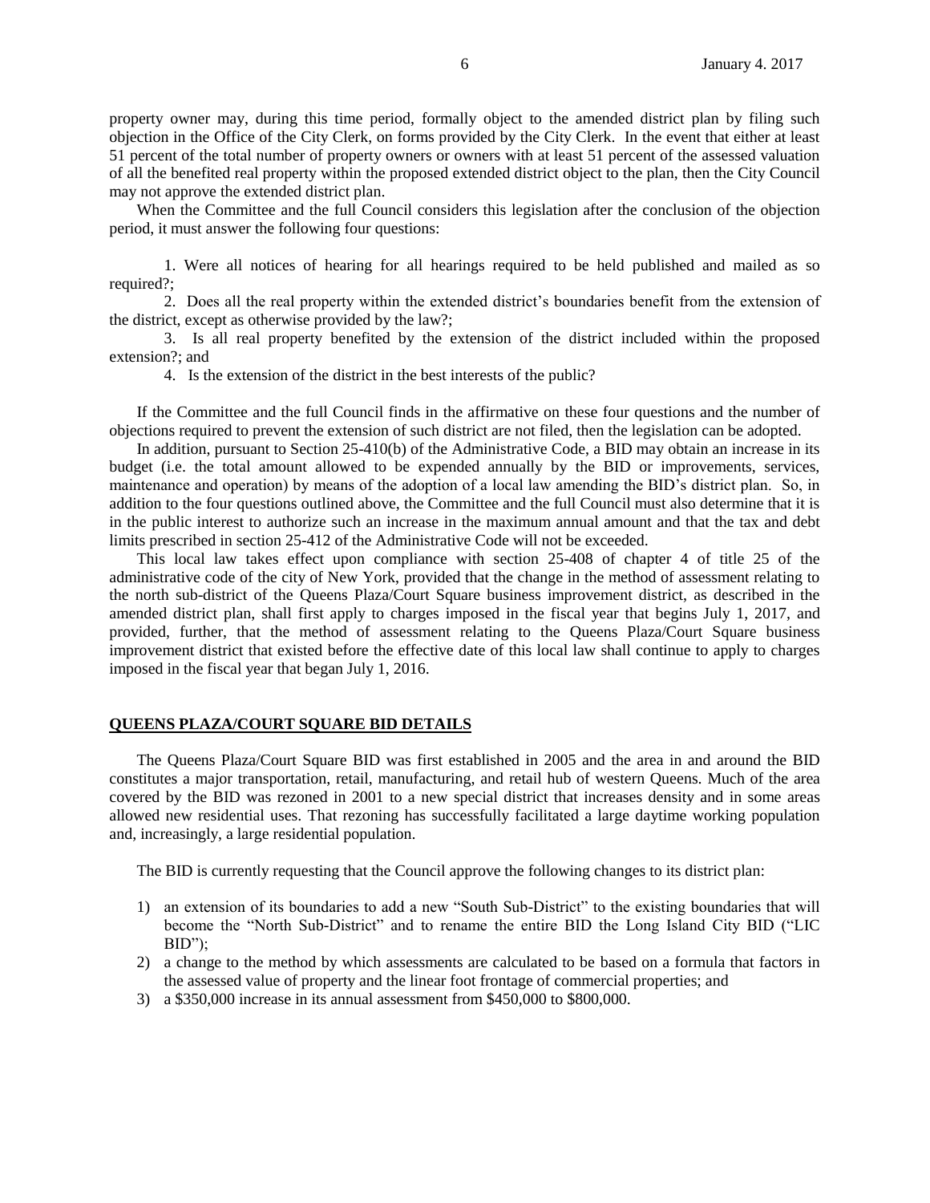property owner may, during this time period, formally object to the amended district plan by filing such objection in the Office of the City Clerk, on forms provided by the City Clerk. In the event that either at least 51 percent of the total number of property owners or owners with at least 51 percent of the assessed valuation of all the benefited real property within the proposed extended district object to the plan, then the City Council may not approve the extended district plan.

When the Committee and the full Council considers this legislation after the conclusion of the objection period, it must answer the following four questions:

1. Were all notices of hearing for all hearings required to be held published and mailed as so required?;
2. Does all the real property within the extended district's boundaries benefit from the extension of the district, except as otherwise provided by the law?;
3. Is all real property benefited by the extension of the district included within the proposed extension?; and
4. Is the extension of the district in the best interests of the public?

If the Committee and the full Council finds in the affirmative on these four questions and the number of objections required to prevent the extension of such district are not filed, then the legislation can be adopted.

In addition, pursuant to Section 25-410(b) of the Administrative Code, a BID may obtain an increase in its budget (i.e. the total amount allowed to be expended annually by the BID or improvements, services, maintenance and operation) by means of the adoption of a local law amending the BID's district plan. So, in addition to the four questions outlined above, the Committee and the full Council must also determine that it is in the public interest to authorize such an increase in the maximum annual amount and that the tax and debt limits prescribed in section 25-412 of the Administrative Code will not be exceeded.

This local law takes effect upon compliance with section 25-408 of chapter 4 of title 25 of the administrative code of the city of New York, provided that the change in the method of assessment relating to the north sub-district of the Queens Plaza/Court Square business improvement district, as described in the amended district plan, shall first apply to charges imposed in the fiscal year that begins July 1, 2017, and provided, further, that the method of assessment relating to the Queens Plaza/Court Square business improvement district that existed before the effective date of this local law shall continue to apply to charges imposed in the fiscal year that began July 1, 2016.

## QUEENS PLAZA/COURT SQUARE BID DETAILS

The Queens Plaza/Court Square BID was first established in 2005 and the area in and around the BID constitutes a major transportation, retail, manufacturing, and retail hub of western Queens. Much of the area covered by the BID was rezoned in 2001 to a new special district that increases density and in some areas allowed new residential uses. That rezoning has successfully facilitated a large daytime working population and, increasingly, a large residential population.

The BID is currently requesting that the Council approve the following changes to its district plan:

1) an extension of its boundaries to add a new "South Sub-District" to the existing boundaries that will become the "North Sub-District" and to rename the entire BID the Long Island City BID ("LIC BID");
2) a change to the method by which assessments are calculated to be based on a formula that factors in the assessed value of property and the linear foot frontage of commercial properties; and
3) a $350,000 increase in its annual assessment from $450,000 to $800,000.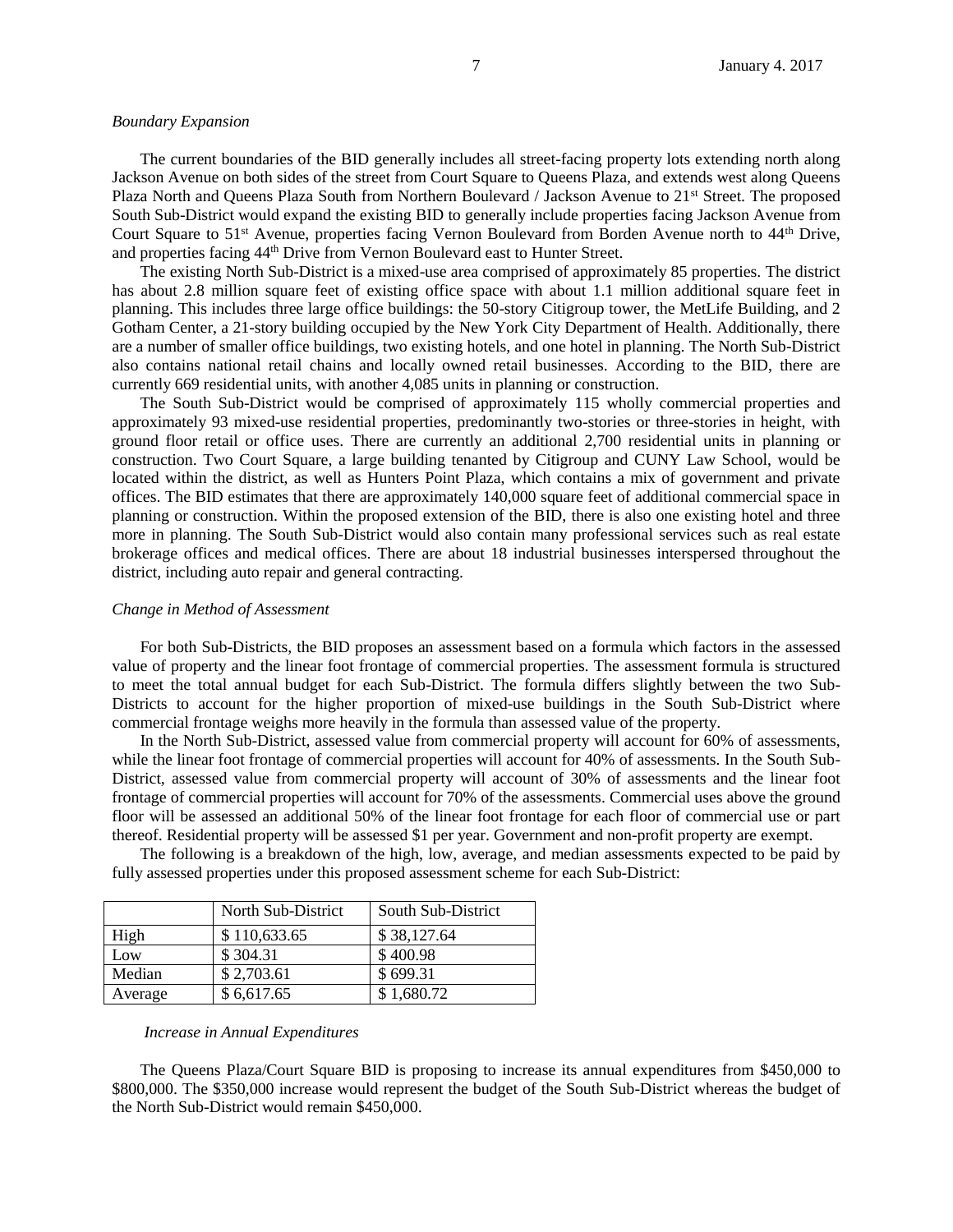*Boundary Expansion*

The current boundaries of the BID generally includes all street-facing property lots extending north along Jackson Avenue on both sides of the street from Court Square to Queens Plaza, and extends west along Queens Plaza North and Queens Plaza South from Northern Boulevard / Jackson Avenue to 21st Street. The proposed South Sub-District would expand the existing BID to generally include properties facing Jackson Avenue from Court Square to 51st Avenue, properties facing Vernon Boulevard from Borden Avenue north to 44th Drive, and properties facing 44th Drive from Vernon Boulevard east to Hunter Street.

The existing North Sub-District is a mixed-use area comprised of approximately 85 properties. The district has about 2.8 million square feet of existing office space with about 1.1 million additional square feet in planning. This includes three large office buildings: the 50-story Citigroup tower, the MetLife Building, and 2 Gotham Center, a 21-story building occupied by the New York City Department of Health. Additionally, there are a number of smaller office buildings, two existing hotels, and one hotel in planning. The North Sub-District also contains national retail chains and locally owned retail businesses. According to the BID, there are currently 669 residential units, with another 4,085 units in planning or construction.

The South Sub-District would be comprised of approximately 115 wholly commercial properties and approximately 93 mixed-use residential properties, predominantly two-stories or three-stories in height, with ground floor retail or office uses. There are currently an additional 2,700 residential units in planning or construction. Two Court Square, a large building tenanted by Citigroup and CUNY Law School, would be located within the district, as well as Hunters Point Plaza, which contains a mix of government and private offices. The BID estimates that there are approximately 140,000 square feet of additional commercial space in planning or construction. Within the proposed extension of the BID, there is also one existing hotel and three more in planning. The South Sub-District would also contain many professional services such as real estate brokerage offices and medical offices. There are about 18 industrial businesses interspersed throughout the district, including auto repair and general contracting.

*Change in Method of Assessment*

For both Sub-Districts, the BID proposes an assessment based on a formula which factors in the assessed value of property and the linear foot frontage of commercial properties. The assessment formula is structured to meet the total annual budget for each Sub-District. The formula differs slightly between the two Sub-Districts to account for the higher proportion of mixed-use buildings in the South Sub-District where commercial frontage weighs more heavily in the formula than assessed value of the property.

In the North Sub-District, assessed value from commercial property will account for 60% of assessments, while the linear foot frontage of commercial properties will account for 40% of assessments. In the South Sub-District, assessed value from commercial property will account of 30% of assessments and the linear foot frontage of commercial properties will account for 70% of the assessments. Commercial uses above the ground floor will be assessed an additional 50% of the linear foot frontage for each floor of commercial use or part thereof. Residential property will be assessed $1 per year. Government and non-profit property are exempt.

The following is a breakdown of the high, low, average, and median assessments expected to be paid by fully assessed properties under this proposed assessment scheme for each Sub-District:

| | North Sub-District | South Sub-District |
|---|---|---|
| High | $ 110,633.65 | $ 38,127.64 |
| Low | $ 304.31 | $ 400.98 |
| Median | $ 2,703.61 | $ 699.31 |
| Average | $ 6,617.65 | $ 1,680.72 |

*Increase in Annual Expenditures*

The Queens Plaza/Court Square BID is proposing to increase its annual expenditures from $450,000 to $800,000. The $350,000 increase would represent the budget of the South Sub-District whereas the budget of the North Sub-District would remain $450,000.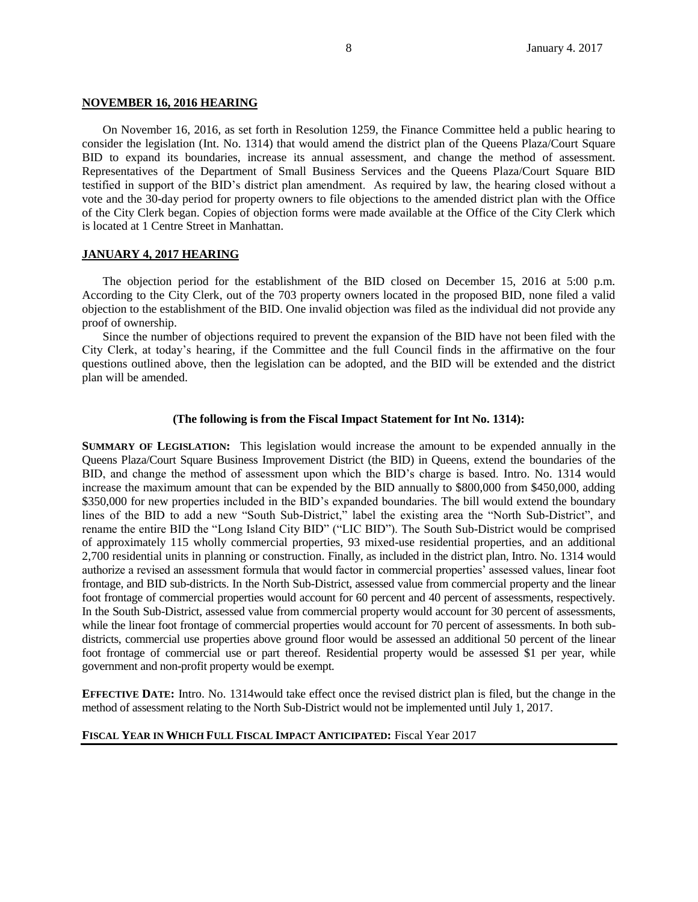## NOVEMBER 16, 2016 HEARING

On November 16, 2016, as set forth in Resolution 1259, the Finance Committee held a public hearing to consider the legislation (Int. No. 1314) that would amend the district plan of the Queens Plaza/Court Square BID to expand its boundaries, increase its annual assessment, and change the method of assessment. Representatives of the Department of Small Business Services and the Queens Plaza/Court Square BID testified in support of the BID's district plan amendment. As required by law, the hearing closed without a vote and the 30-day period for property owners to file objections to the amended district plan with the Office of the City Clerk began. Copies of objection forms were made available at the Office of the City Clerk which is located at 1 Centre Street in Manhattan.

## JANUARY 4, 2017 HEARING

The objection period for the establishment of the BID closed on December 15, 2016 at 5:00 p.m. According to the City Clerk, out of the 703 property owners located in the proposed BID, none filed a valid objection to the establishment of the BID. One invalid objection was filed as the individual did not provide any proof of ownership.

Since the number of objections required to prevent the expansion of the BID have not been filed with the City Clerk, at today's hearing, if the Committee and the full Council finds in the affirmative on the four questions outlined above, then the legislation can be adopted, and the BID will be extended and the district plan will be amended.

**(The following is from the Fiscal Impact Statement for Int No. 1314):**

**SUMMARY OF LEGISLATION:** This legislation would increase the amount to be expended annually in the Queens Plaza/Court Square Business Improvement District (the BID) in Queens, extend the boundaries of the BID, and change the method of assessment upon which the BID's charge is based. Intro. No. 1314 would increase the maximum amount that can be expended by the BID annually to $800,000 from $450,000, adding $350,000 for new properties included in the BID's expanded boundaries. The bill would extend the boundary lines of the BID to add a new "South Sub-District," label the existing area the "North Sub-District", and rename the entire BID the "Long Island City BID" ("LIC BID"). The South Sub-District would be comprised of approximately 115 wholly commercial properties, 93 mixed-use residential properties, and an additional 2,700 residential units in planning or construction. Finally, as included in the district plan, Intro. No. 1314 would authorize a revised an assessment formula that would factor in commercial properties' assessed values, linear foot frontage, and BID sub-districts. In the North Sub-District, assessed value from commercial property and the linear foot frontage of commercial properties would account for 60 percent and 40 percent of assessments, respectively. In the South Sub-District, assessed value from commercial property would account for 30 percent of assessments, while the linear foot frontage of commercial properties would account for 70 percent of assessments. In both sub-districts, commercial use properties above ground floor would be assessed an additional 50 percent of the linear foot frontage of commercial use or part thereof. Residential property would be assessed $1 per year, while government and non-profit property would be exempt.

**EFFECTIVE DATE:** Intro. No. 1314would take effect once the revised district plan is filed, but the change in the method of assessment relating to the North Sub-District would not be implemented until July 1, 2017.

**FISCAL YEAR IN WHICH FULL FISCAL IMPACT ANTICIPATED:** Fiscal Year 2017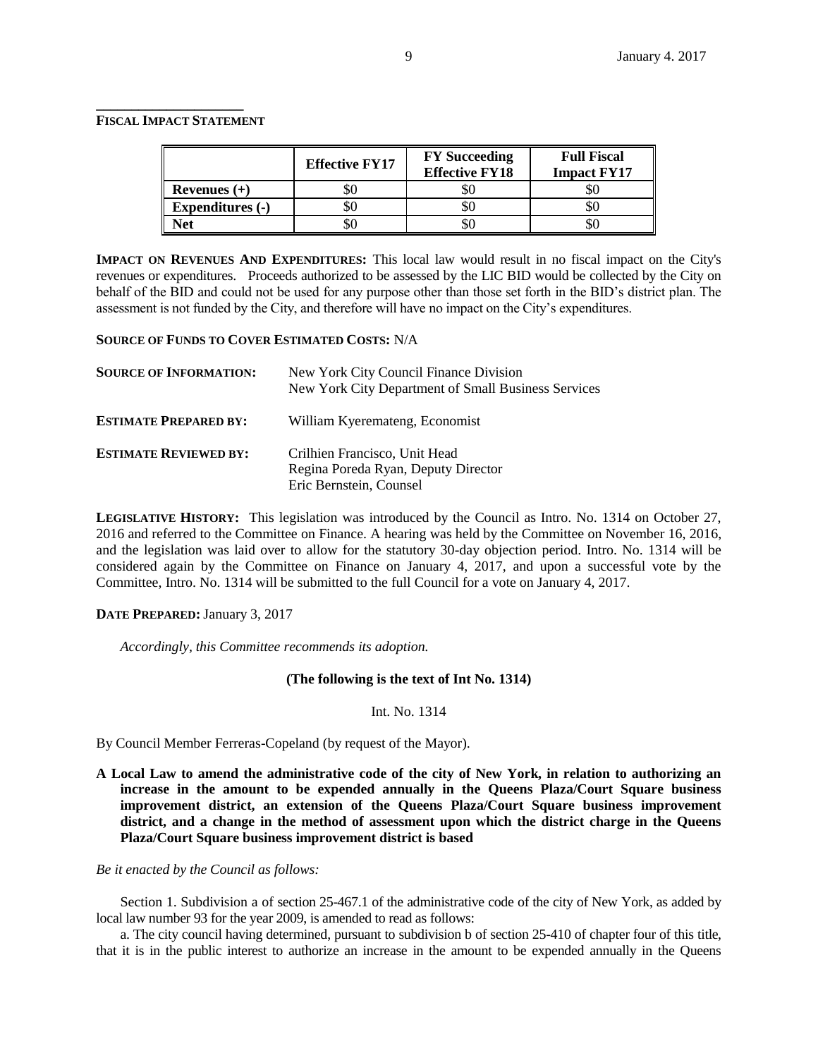**FISCAL IMPACT STATEMENT**

| | Effective FY17 | FY Succeeding Effective FY18 | Full Fiscal Impact FY17 |
|---|---|---|---|
| **Revenues (+)** | $0 | $0 | $0 |
| **Expenditures (-)** | $0 | $0 | $0 |
| **Net** | $0 | $0 | $0 |

**IMPACT ON REVENUES AND EXPENDITURES:** This local law would result in no fiscal impact on the City's revenues or expenditures. Proceeds authorized to be assessed by the LIC BID would be collected by the City on behalf of the BID and could not be used for any purpose other than those set forth in the BID's district plan. The assessment is not funded by the City, and therefore will have no impact on the City's expenditures.

**SOURCE OF FUNDS TO COVER ESTIMATED COSTS:** N/A

**SOURCE OF INFORMATION:** New York City Council Finance Division
New York City Department of Small Business Services

**ESTIMATE PREPARED BY:** William Kyeremateng, Economist

**ESTIMATE REVIEWED BY:** Crilhien Francisco, Unit Head
Regina Poreda Ryan, Deputy Director
Eric Bernstein, Counsel

**LEGISLATIVE HISTORY:** This legislation was introduced by the Council as Intro. No. 1314 on October 27, 2016 and referred to the Committee on Finance. A hearing was held by the Committee on November 16, 2016, and the legislation was laid over to allow for the statutory 30-day objection period. Intro. No. 1314 will be considered again by the Committee on Finance on January 4, 2017, and upon a successful vote by the Committee, Intro. No. 1314 will be submitted to the full Council for a vote on January 4, 2017.

**DATE PREPARED:** January 3, 2017

*Accordingly, this Committee recommends its adoption.*

**(The following is the text of Int No. 1314)**

Int. No. 1314

By Council Member Ferreras-Copeland (by request of the Mayor).

**A Local Law to amend the administrative code of the city of New York, in relation to authorizing an increase in the amount to be expended annually in the Queens Plaza/Court Square business improvement district, an extension of the Queens Plaza/Court Square business improvement district, and a change in the method of assessment upon which the district charge in the Queens Plaza/Court Square business improvement district is based**

*Be it enacted by the Council as follows:*

Section 1. Subdivision a of section 25-467.1 of the administrative code of the city of New York, as added by local law number 93 for the year 2009, is amended to read as follows:

a. The city council having determined, pursuant to subdivision b of section 25-410 of chapter four of this title, that it is in the public interest to authorize an increase in the amount to be expended annually in the Queens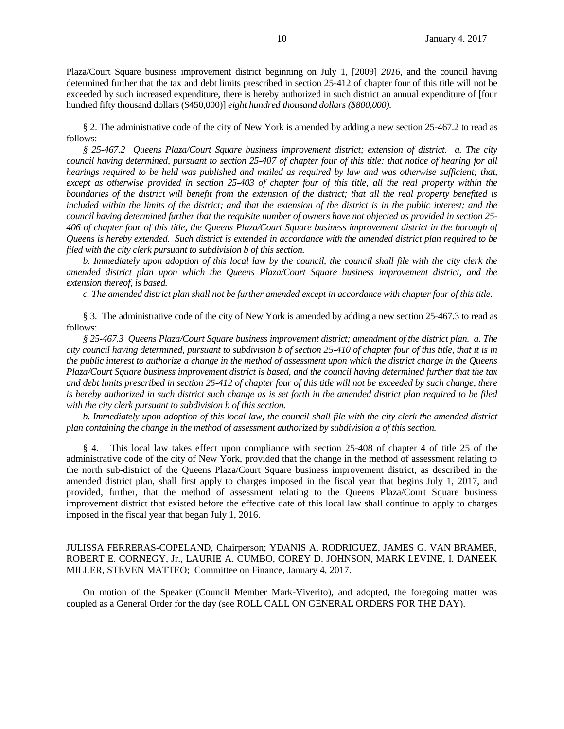Plaza/Court Square business improvement district beginning on July 1, [2009] *2016*, and the council having determined further that the tax and debt limits prescribed in section 25-412 of chapter four of this title will not be exceeded by such increased expenditure, there is hereby authorized in such district an annual expenditure of [four hundred fifty thousand dollars ($450,000)] *eight hundred thousand dollars ($800,000).*

§ 2. The administrative code of the city of New York is amended by adding a new section 25-467.2 to read as follows:

*§ 25-467.2 Queens Plaza/Court Square business improvement district; extension of district. a. The city council having determined, pursuant to section 25-407 of chapter four of this title: that notice of hearing for all hearings required to be held was published and mailed as required by law and was otherwise sufficient; that, except as otherwise provided in section 25-403 of chapter four of this title, all the real property within the boundaries of the district will benefit from the extension of the district; that all the real property benefited is included within the limits of the district; and that the extension of the district is in the public interest; and the council having determined further that the requisite number of owners have not objected as provided in section 25-406 of chapter four of this title, the Queens Plaza/Court Square business improvement district in the borough of Queens is hereby extended. Such district is extended in accordance with the amended district plan required to be filed with the city clerk pursuant to subdivision b of this section.*

*b. Immediately upon adoption of this local law by the council, the council shall file with the city clerk the amended district plan upon which the Queens Plaza/Court Square business improvement district, and the extension thereof, is based.*

*c. The amended district plan shall not be further amended except in accordance with chapter four of this title.*

§ 3. The administrative code of the city of New York is amended by adding a new section 25-467.3 to read as follows:

*§ 25-467.3 Queens Plaza/Court Square business improvement district; amendment of the district plan. a. The city council having determined, pursuant to subdivision b of section 25-410 of chapter four of this title, that it is in the public interest to authorize a change in the method of assessment upon which the district charge in the Queens Plaza/Court Square business improvement district is based, and the council having determined further that the tax and debt limits prescribed in section 25-412 of chapter four of this title will not be exceeded by such change, there is hereby authorized in such district such change as is set forth in the amended district plan required to be filed with the city clerk pursuant to subdivision b of this section.*

*b. Immediately upon adoption of this local law, the council shall file with the city clerk the amended district plan containing the change in the method of assessment authorized by subdivision a of this section.*

§ 4. This local law takes effect upon compliance with section 25-408 of chapter 4 of title 25 of the administrative code of the city of New York, provided that the change in the method of assessment relating to the north sub-district of the Queens Plaza/Court Square business improvement district, as described in the amended district plan, shall first apply to charges imposed in the fiscal year that begins July 1, 2017, and provided, further, that the method of assessment relating to the Queens Plaza/Court Square business improvement district that existed before the effective date of this local law shall continue to apply to charges imposed in the fiscal year that began July 1, 2016.

JULISSA FERRERAS-COPELAND, Chairperson; YDANIS A. RODRIGUEZ, JAMES G. VAN BRAMER, ROBERT E. CORNEGY, Jr., LAURIE A. CUMBO, COREY D. JOHNSON, MARK LEVINE, I. DANEEK MILLER, STEVEN MATTEO; Committee on Finance, January 4, 2017.

On motion of the Speaker (Council Member Mark-Viverito), and adopted, the foregoing matter was coupled as a General Order for the day (see ROLL CALL ON GENERAL ORDERS FOR THE DAY).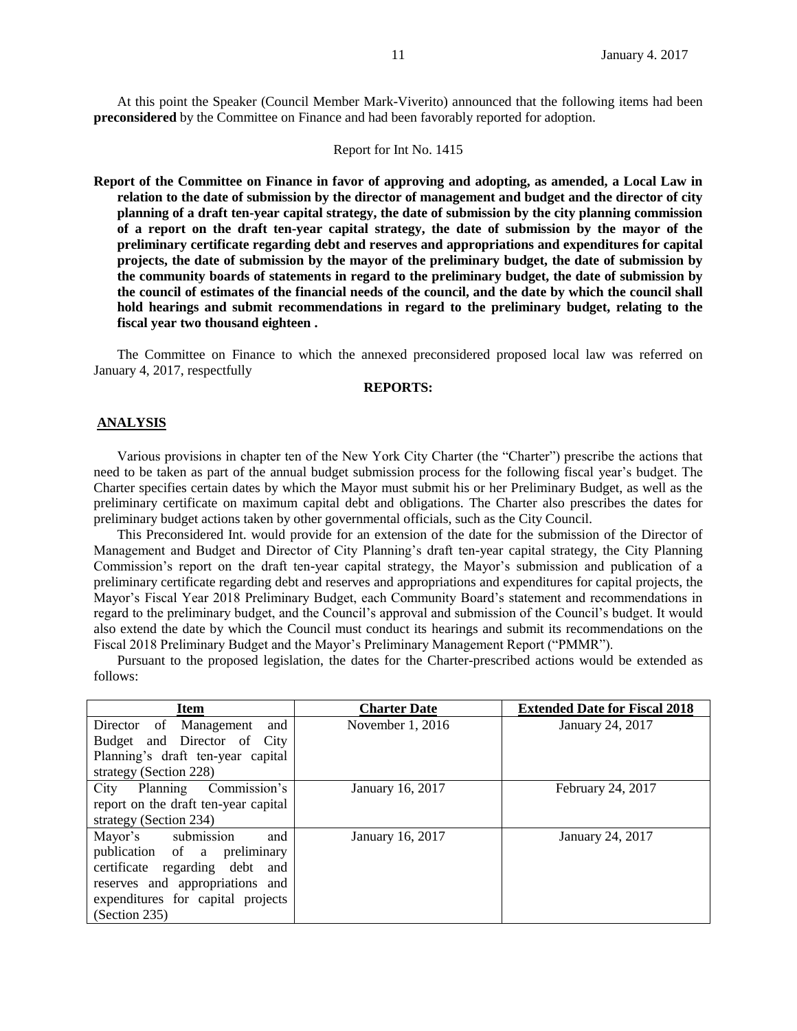At this point the Speaker (Council Member Mark-Viverito) announced that the following items had been **preconsidered** by the Committee on Finance and had been favorably reported for adoption.

Report for Int No. 1415

**Report of the Committee on Finance in favor of approving and adopting, as amended, a Local Law in relation to the date of submission by the director of management and budget and the director of city planning of a draft ten-year capital strategy, the date of submission by the city planning commission of a report on the draft ten-year capital strategy, the date of submission by the mayor of the preliminary certificate regarding debt and reserves and appropriations and expenditures for capital projects, the date of submission by the mayor of the preliminary budget, the date of submission by the community boards of statements in regard to the preliminary budget, the date of submission by the council of estimates of the financial needs of the council, and the date by which the council shall hold hearings and submit recommendations in regard to the preliminary budget, relating to the fiscal year two thousand eighteen .**

The Committee on Finance to which the annexed preconsidered proposed local law was referred on January 4, 2017, respectfully

**REPORTS:**

**ANALYSIS**

Various provisions in chapter ten of the New York City Charter (the "Charter") prescribe the actions that need to be taken as part of the annual budget submission process for the following fiscal year's budget. The Charter specifies certain dates by which the Mayor must submit his or her Preliminary Budget, as well as the preliminary certificate on maximum capital debt and obligations. The Charter also prescribes the dates for preliminary budget actions taken by other governmental officials, such as the City Council.

This Preconsidered Int. would provide for an extension of the date for the submission of the Director of Management and Budget and Director of City Planning's draft ten-year capital strategy, the City Planning Commission's report on the draft ten-year capital strategy, the Mayor's submission and publication of a preliminary certificate regarding debt and reserves and appropriations and expenditures for capital projects, the Mayor's Fiscal Year 2018 Preliminary Budget, each Community Board's statement and recommendations in regard to the preliminary budget, and the Council's approval and submission of the Council's budget. It would also extend the date by which the Council must conduct its hearings and submit its recommendations on the Fiscal 2018 Preliminary Budget and the Mayor's Preliminary Management Report ("PMMR").

Pursuant to the proposed legislation, the dates for the Charter-prescribed actions would be extended as follows:

| Item | Charter Date | Extended Date for Fiscal 2018 |
|---|---|---|
| Director of Management and Budget and Director of City Planning's draft ten-year capital strategy (Section 228) | November 1, 2016 | January 24, 2017 |
| City Planning Commission's report on the draft ten-year capital strategy (Section 234) | January 16, 2017 | February 24, 2017 |
| Mayor's submission and publication of a preliminary certificate regarding debt and reserves and appropriations and expenditures for capital projects (Section 235) | January 16, 2017 | January 24, 2017 |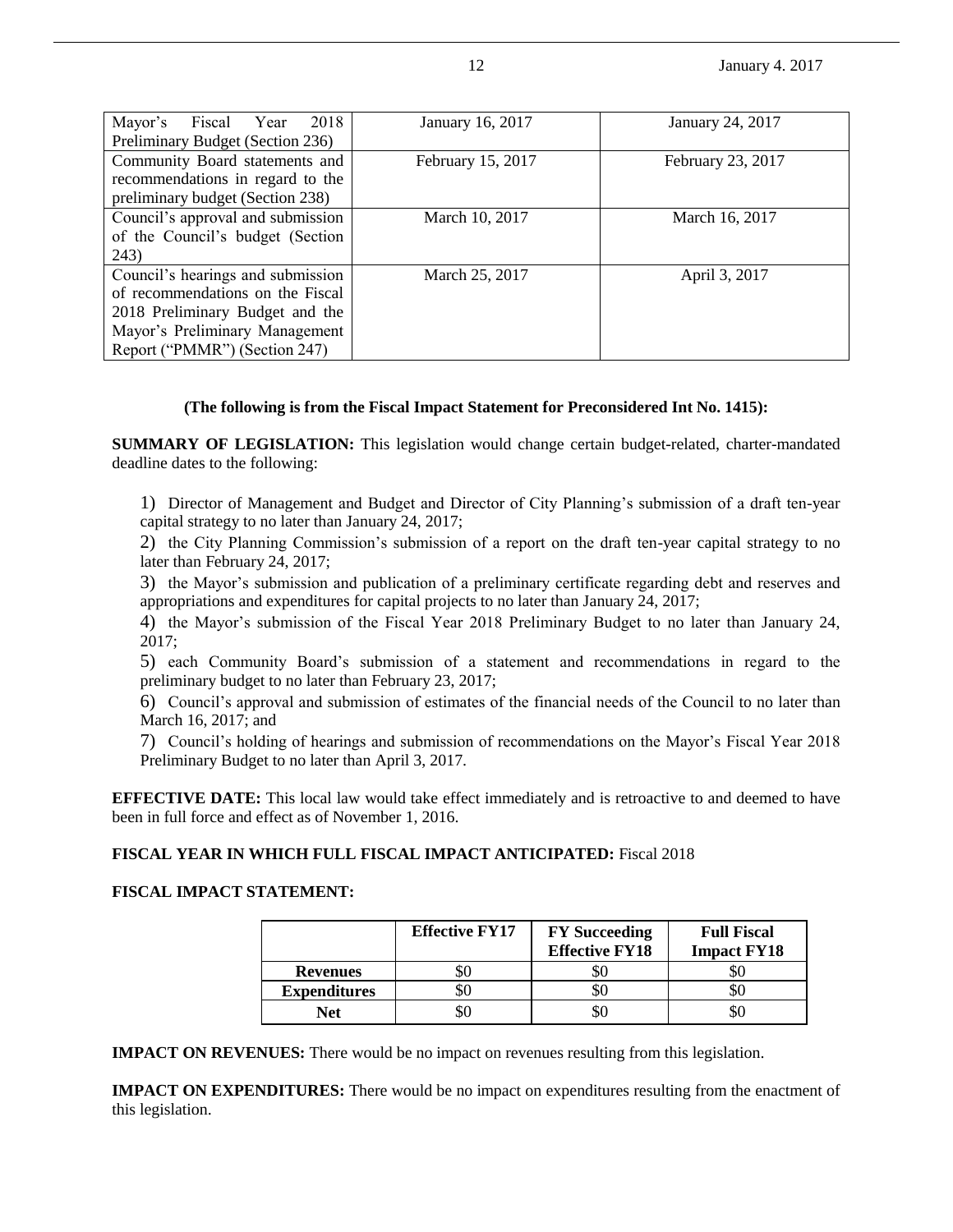| | | |
|---|---|---|
| Mayor's Fiscal Year 2018 Preliminary Budget (Section 236) | January 16, 2017 | January 24, 2017 |
| Community Board statements and recommendations in regard to the preliminary budget (Section 238) | February 15, 2017 | February 23, 2017 |
| Council's approval and submission of the Council's budget (Section 243) | March 10, 2017 | March 16, 2017 |
| Council's hearings and submission of recommendations on the Fiscal 2018 Preliminary Budget and the Mayor's Preliminary Management Report ("PMMR") (Section 247) | March 25, 2017 | April 3, 2017 |

**(The following is from the Fiscal Impact Statement for Preconsidered Int No. 1415):**

**SUMMARY OF LEGISLATION:** This legislation would change certain budget-related, charter-mandated deadline dates to the following:

1) Director of Management and Budget and Director of City Planning's submission of a draft ten-year capital strategy to no later than January 24, 2017;

2) the City Planning Commission's submission of a report on the draft ten-year capital strategy to no later than February 24, 2017;

3) the Mayor's submission and publication of a preliminary certificate regarding debt and reserves and appropriations and expenditures for capital projects to no later than January 24, 2017;

4) the Mayor's submission of the Fiscal Year 2018 Preliminary Budget to no later than January 24, 2017;

5) each Community Board's submission of a statement and recommendations in regard to the preliminary budget to no later than February 23, 2017;

6) Council's approval and submission of estimates of the financial needs of the Council to no later than March 16, 2017; and

7) Council's holding of hearings and submission of recommendations on the Mayor's Fiscal Year 2018 Preliminary Budget to no later than April 3, 2017.

**EFFECTIVE DATE:** This local law would take effect immediately and is retroactive to and deemed to have been in full force and effect as of November 1, 2016.

**FISCAL YEAR IN WHICH FULL FISCAL IMPACT ANTICIPATED:** Fiscal 2018

**FISCAL IMPACT STATEMENT:**

| | Effective FY17 | FY Succeeding Effective FY18 | Full Fiscal Impact FY18 |
|---|---|---|---|
| **Revenues** | $0 | $0 | $0 |
| **Expenditures** | $0 | $0 | $0 |
| **Net** | $0 | $0 | $0 |

**IMPACT ON REVENUES:** There would be no impact on revenues resulting from this legislation.

**IMPACT ON EXPENDITURES:** There would be no impact on expenditures resulting from the enactment of this legislation.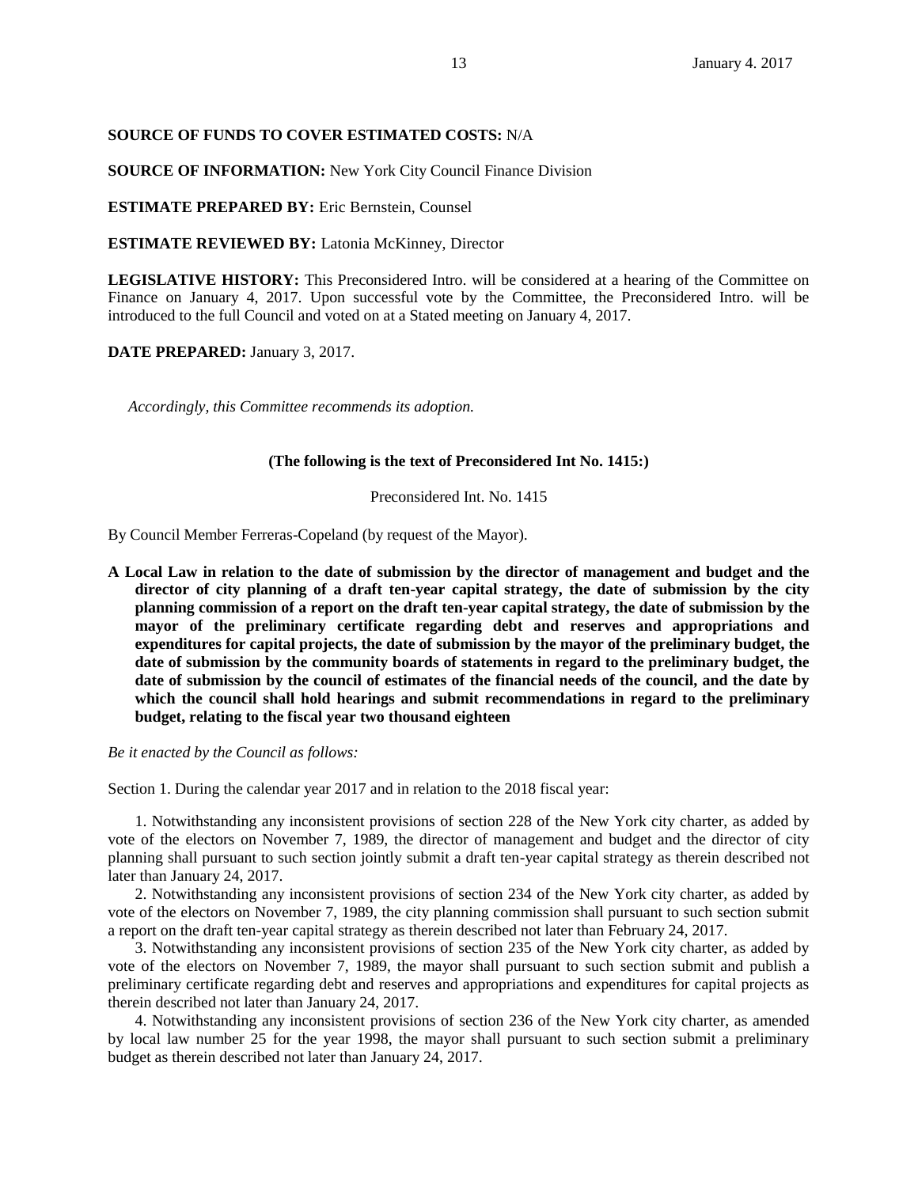**SOURCE OF FUNDS TO COVER ESTIMATED COSTS:** N/A

**SOURCE OF INFORMATION:** New York City Council Finance Division

**ESTIMATE PREPARED BY:** Eric Bernstein, Counsel

**ESTIMATE REVIEWED BY:** Latonia McKinney, Director

**LEGISLATIVE HISTORY:** This Preconsidered Intro. will be considered at a hearing of the Committee on Finance on January 4, 2017. Upon successful vote by the Committee, the Preconsidered Intro. will be introduced to the full Council and voted on at a Stated meeting on January 4, 2017.

**DATE PREPARED:** January 3, 2017.

*Accordingly, this Committee recommends its adoption.*

**(The following is the text of Preconsidered Int No. 1415:)**

Preconsidered Int. No. 1415

By Council Member Ferreras-Copeland (by request of the Mayor).

**A Local Law in relation to the date of submission by the director of management and budget and the director of city planning of a draft ten-year capital strategy, the date of submission by the city planning commission of a report on the draft ten-year capital strategy, the date of submission by the mayor of the preliminary certificate regarding debt and reserves and appropriations and expenditures for capital projects, the date of submission by the mayor of the preliminary budget, the date of submission by the community boards of statements in regard to the preliminary budget, the date of submission by the council of estimates of the financial needs of the council, and the date by which the council shall hold hearings and submit recommendations in regard to the preliminary budget, relating to the fiscal year two thousand eighteen**

*Be it enacted by the Council as follows:*

Section 1. During the calendar year 2017 and in relation to the 2018 fiscal year:

1. Notwithstanding any inconsistent provisions of section 228 of the New York city charter, as added by vote of the electors on November 7, 1989, the director of management and budget and the director of city planning shall pursuant to such section jointly submit a draft ten-year capital strategy as therein described not later than January 24, 2017.

2. Notwithstanding any inconsistent provisions of section 234 of the New York city charter, as added by vote of the electors on November 7, 1989, the city planning commission shall pursuant to such section submit a report on the draft ten-year capital strategy as therein described not later than February 24, 2017.

3. Notwithstanding any inconsistent provisions of section 235 of the New York city charter, as added by vote of the electors on November 7, 1989, the mayor shall pursuant to such section submit and publish a preliminary certificate regarding debt and reserves and appropriations and expenditures for capital projects as therein described not later than January 24, 2017.

4. Notwithstanding any inconsistent provisions of section 236 of the New York city charter, as amended by local law number 25 for the year 1998, the mayor shall pursuant to such section submit a preliminary budget as therein described not later than January 24, 2017.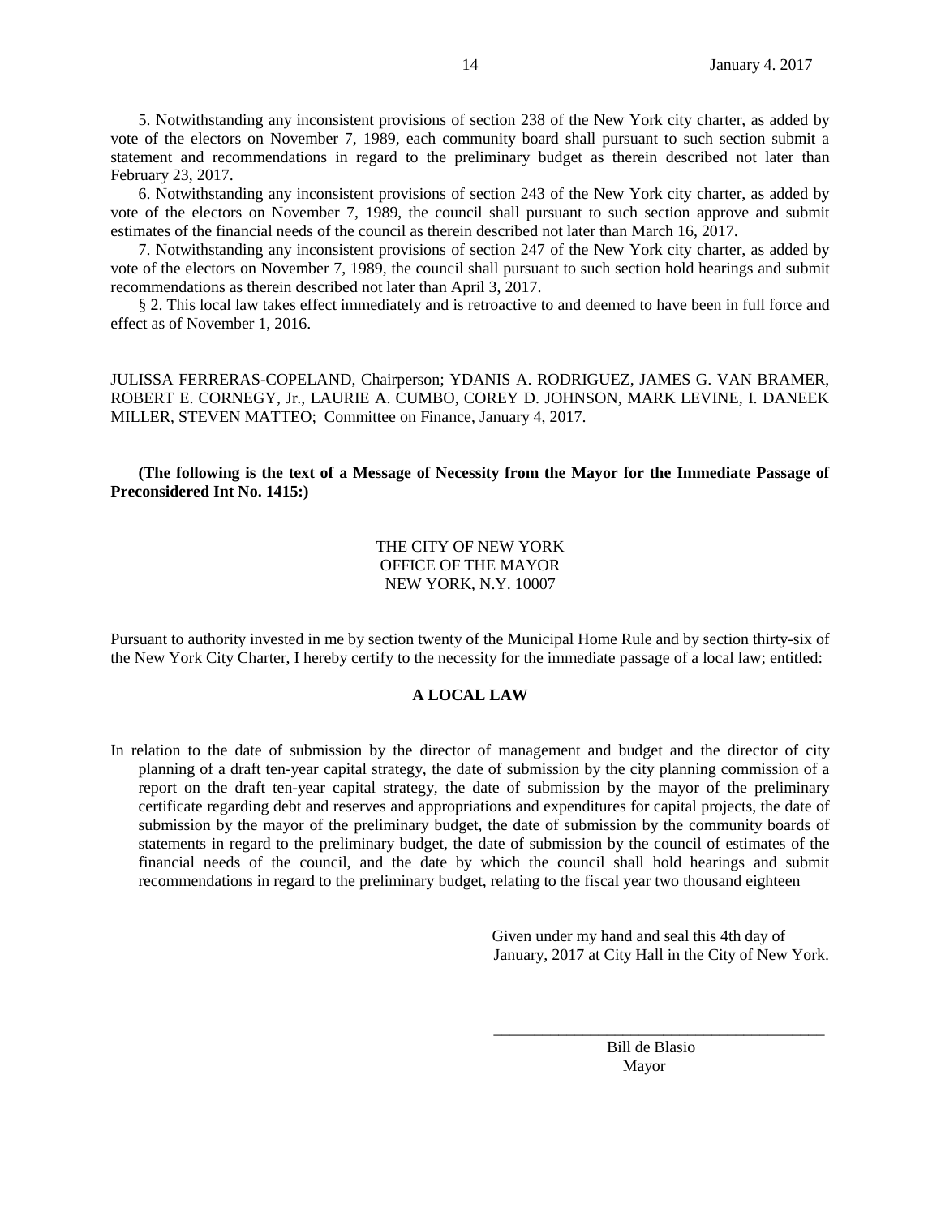5. Notwithstanding any inconsistent provisions of section 238 of the New York city charter, as added by vote of the electors on November 7, 1989, each community board shall pursuant to such section submit a statement and recommendations in regard to the preliminary budget as therein described not later than February 23, 2017.

6. Notwithstanding any inconsistent provisions of section 243 of the New York city charter, as added by vote of the electors on November 7, 1989, the council shall pursuant to such section approve and submit estimates of the financial needs of the council as therein described not later than March 16, 2017.

7. Notwithstanding any inconsistent provisions of section 247 of the New York city charter, as added by vote of the electors on November 7, 1989, the council shall pursuant to such section hold hearings and submit recommendations as therein described not later than April 3, 2017.

§ 2. This local law takes effect immediately and is retroactive to and deemed to have been in full force and effect as of November 1, 2016.

JULISSA FERRERAS-COPELAND, Chairperson; YDANIS A. RODRIGUEZ, JAMES G. VAN BRAMER, ROBERT E. CORNEGY, Jr., LAURIE A. CUMBO, COREY D. JOHNSON, MARK LEVINE, I. DANEEK MILLER, STEVEN MATTEO; Committee on Finance, January 4, 2017.

**(The following is the text of a Message of Necessity from the Mayor for the Immediate Passage of Preconsidered Int No. 1415:)**

THE CITY OF NEW YORK
OFFICE OF THE MAYOR
NEW YORK, N.Y. 10007

Pursuant to authority invested in me by section twenty of the Municipal Home Rule and by section thirty-six of the New York City Charter, I hereby certify to the necessity for the immediate passage of a local law; entitled:

**A LOCAL LAW**

In relation to the date of submission by the director of management and budget and the director of city planning of a draft ten-year capital strategy, the date of submission by the city planning commission of a report on the draft ten-year capital strategy, the date of submission by the mayor of the preliminary certificate regarding debt and reserves and appropriations and expenditures for capital projects, the date of submission by the mayor of the preliminary budget, the date of submission by the community boards of statements in regard to the preliminary budget, the date of submission by the council of estimates of the financial needs of the council, and the date by which the council shall hold hearings and submit recommendations in regard to the preliminary budget, relating to the fiscal year two thousand eighteen

Given under my hand and seal this 4th day of January, 2017 at City Hall in the City of New York.

\_\_\_\_\_\_\_\_\_\_\_\_\_\_\_\_\_\_\_\_\_\_\_\_\_\_\_\_\_\_\_\_\_\_\_\_\_\_\_\_\_\_

Bill de Blasio
Mayor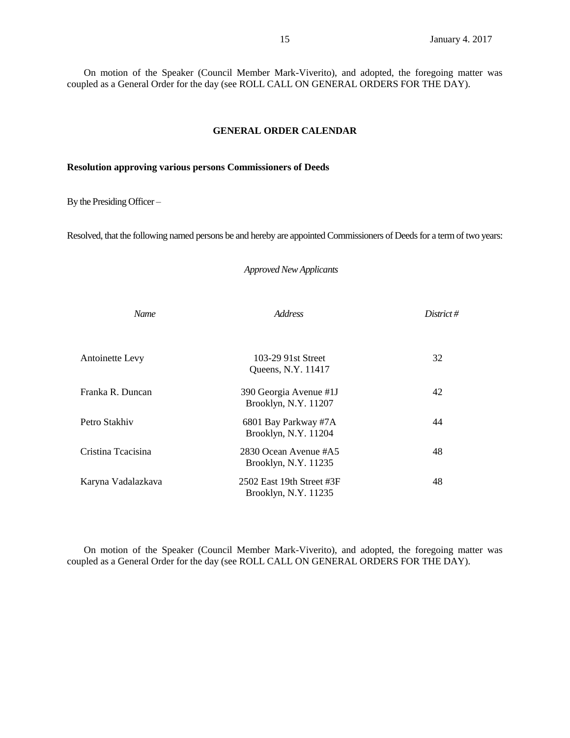On motion of the Speaker (Council Member Mark-Viverito), and adopted, the foregoing matter was coupled as a General Order for the day (see ROLL CALL ON GENERAL ORDERS FOR THE DAY).

## GENERAL ORDER CALENDAR

**Resolution approving various persons Commissioners of Deeds**

By the Presiding Officer –

Resolved, that the following named persons be and hereby are appointed Commissioners of Deeds for a term of two years:

*Approved New Applicants*

| *Name* | *Address* | *District #* |
|---|---|---|
| Antoinette Levy | 103-29 91st Street Queens, N.Y. 11417 | 32 |
| Franka R. Duncan | 390 Georgia Avenue #1J Brooklyn, N.Y. 11207 | 42 |
| Petro Stakhiv | 6801 Bay Parkway #7A Brooklyn, N.Y. 11204 | 44 |
| Cristina Tcacisina | 2830 Ocean Avenue #A5 Brooklyn, N.Y. 11235 | 48 |
| Karyna Vadalazkava | 2502 East 19th Street #3F Brooklyn, N.Y. 11235 | 48 |

On motion of the Speaker (Council Member Mark-Viverito), and adopted, the foregoing matter was coupled as a General Order for the day (see ROLL CALL ON GENERAL ORDERS FOR THE DAY).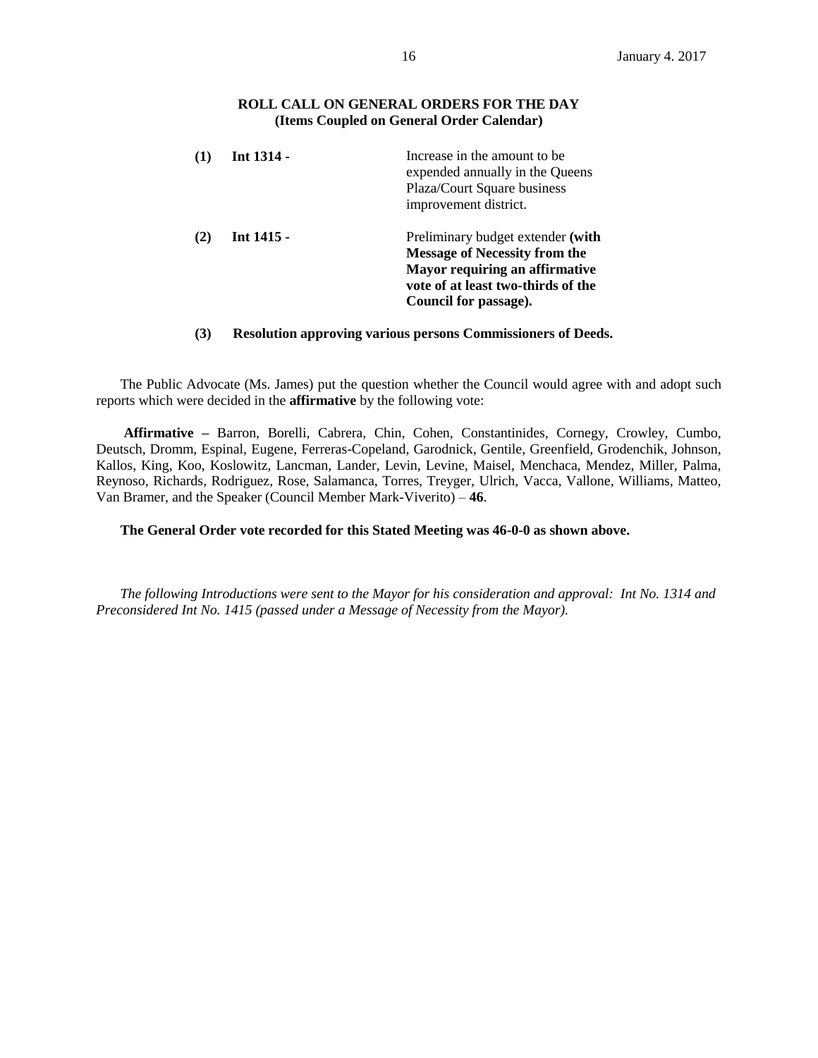**ROLL CALL ON GENERAL ORDERS FOR THE DAY**
**(Items Coupled on General Order Calendar)**

| | | |
|---|---|---|
| **(1)** | **Int 1314 -** | Increase in the amount to be expended annually in the Queens Plaza/Court Square business improvement district. |
| **(2)** | **Int 1415 -** | Preliminary budget extender **(with Message of Necessity from the Mayor requiring an affirmative vote of at least two-thirds of the Council for passage).** |

**(3) Resolution approving various persons Commissioners of Deeds.**

The Public Advocate (Ms. James) put the question whether the Council would agree with and adopt such reports which were decided in the **affirmative** by the following vote:

**Affirmative –** Barron, Borelli, Cabrera, Chin, Cohen, Constantinides, Cornegy, Crowley, Cumbo, Deutsch, Dromm, Espinal, Eugene, Ferreras-Copeland, Garodnick, Gentile, Greenfield, Grodenchik, Johnson, Kallos, King, Koo, Koslowitz, Lancman, Lander, Levin, Levine, Maisel, Menchaca, Mendez, Miller, Palma, Reynoso, Richards, Rodriguez, Rose, Salamanca, Torres, Treyger, Ulrich, Vacca, Vallone, Williams, Matteo, Van Bramer, and the Speaker (Council Member Mark-Viverito) – **46**.

**The General Order vote recorded for this Stated Meeting was 46-0-0 as shown above.**

*The following Introductions were sent to the Mayor for his consideration and approval: Int No. 1314 and Preconsidered Int No. 1415 (passed under a Message of Necessity from the Mayor).*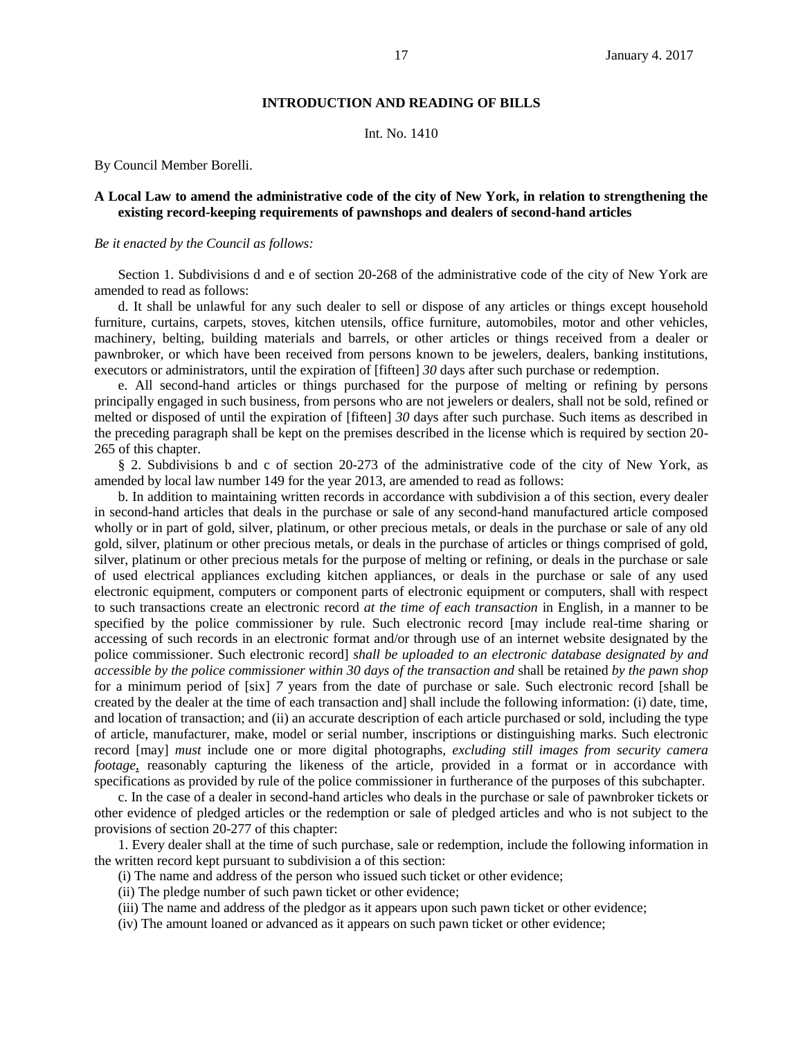**INTRODUCTION AND READING OF BILLS**

Int. No. 1410

By Council Member Borelli.

**A Local Law to amend the administrative code of the city of New York, in relation to strengthening the existing record-keeping requirements of pawnshops and dealers of second-hand articles**

*Be it enacted by the Council as follows:*

Section 1. Subdivisions d and e of section 20-268 of the administrative code of the city of New York are amended to read as follows:

d. It shall be unlawful for any such dealer to sell or dispose of any articles or things except household furniture, curtains, carpets, stoves, kitchen utensils, office furniture, automobiles, motor and other vehicles, machinery, belting, building materials and barrels, or other articles or things received from a dealer or pawnbroker, or which have been received from persons known to be jewelers, dealers, banking institutions, executors or administrators, until the expiration of [fifteen] *30* days after such purchase or redemption.

e. All second-hand articles or things purchased for the purpose of melting or refining by persons principally engaged in such business, from persons who are not jewelers or dealers, shall not be sold, refined or melted or disposed of until the expiration of [fifteen] *30* days after such purchase. Such items as described in the preceding paragraph shall be kept on the premises described in the license which is required by section 20-265 of this chapter.

§ 2. Subdivisions b and c of section 20-273 of the administrative code of the city of New York, as amended by local law number 149 for the year 2013, are amended to read as follows:

b. In addition to maintaining written records in accordance with subdivision a of this section, every dealer in second-hand articles that deals in the purchase or sale of any second-hand manufactured article composed wholly or in part of gold, silver, platinum, or other precious metals, or deals in the purchase or sale of any old gold, silver, platinum or other precious metals, or deals in the purchase of articles or things comprised of gold, silver, platinum or other precious metals for the purpose of melting or refining, or deals in the purchase or sale of used electrical appliances excluding kitchen appliances, or deals in the purchase or sale of any used electronic equipment, computers or component parts of electronic equipment or computers, shall with respect to such transactions create an electronic record *at the time of each transaction* in English, in a manner to be specified by the police commissioner by rule. Such electronic record [may include real-time sharing or accessing of such records in an electronic format and/or through use of an internet website designated by the police commissioner. Such electronic record] *shall be uploaded to an electronic database designated by and accessible by the police commissioner within 30 days of the transaction and* shall be retained *by the pawn shop* for a minimum period of [six] *7* years from the date of purchase or sale. Such electronic record [shall be created by the dealer at the time of each transaction and] shall include the following information: (i) date, time, and location of transaction; and (ii) an accurate description of each article purchased or sold, including the type of article, manufacturer, make, model or serial number, inscriptions or distinguishing marks. Such electronic record [may] *must* include one or more digital photographs, *excluding still images from security camera footage*, reasonably capturing the likeness of the article, provided in a format or in accordance with specifications as provided by rule of the police commissioner in furtherance of the purposes of this subchapter.

c. In the case of a dealer in second-hand articles who deals in the purchase or sale of pawnbroker tickets or other evidence of pledged articles or the redemption or sale of pledged articles and who is not subject to the provisions of section 20-277 of this chapter:

1. Every dealer shall at the time of such purchase, sale or redemption, include the following information in the written record kept pursuant to subdivision a of this section:

(i) The name and address of the person who issued such ticket or other evidence;

(ii) The pledge number of such pawn ticket or other evidence;

(iii) The name and address of the pledgor as it appears upon such pawn ticket or other evidence;

(iv) The amount loaned or advanced as it appears on such pawn ticket or other evidence;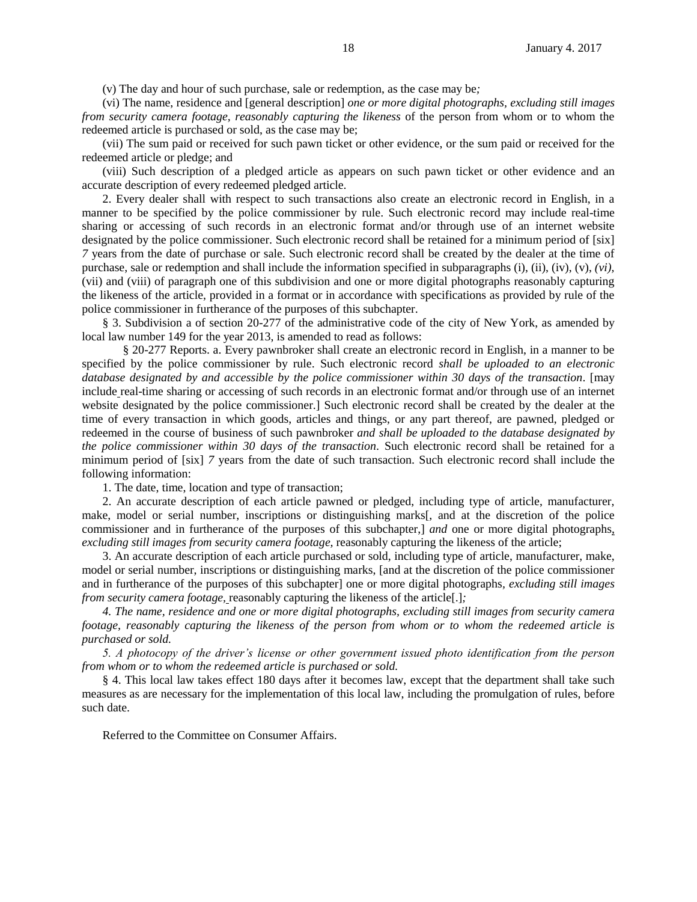(v) The day and hour of such purchase, sale or redemption, as the case may be*;*

(vi) The name, residence and [general description] *one or more digital photographs, excluding still images from security camera footage, reasonably capturing the likeness* of the person from whom or to whom the redeemed article is purchased or sold, as the case may be;

(vii) The sum paid or received for such pawn ticket or other evidence, or the sum paid or received for the redeemed article or pledge; and

(viii) Such description of a pledged article as appears on such pawn ticket or other evidence and an accurate description of every redeemed pledged article.

2. Every dealer shall with respect to such transactions also create an electronic record in English, in a manner to be specified by the police commissioner by rule. Such electronic record may include real-time sharing or accessing of such records in an electronic format and/or through use of an internet website designated by the police commissioner. Such electronic record shall be retained for a minimum period of [six] *7* years from the date of purchase or sale. Such electronic record shall be created by the dealer at the time of purchase, sale or redemption and shall include the information specified in subparagraphs (i), (ii), (iv), (v), *(vi),* (vii) and (viii) of paragraph one of this subdivision and one or more digital photographs reasonably capturing the likeness of the article, provided in a format or in accordance with specifications as provided by rule of the police commissioner in furtherance of the purposes of this subchapter.

§ 3. Subdivision a of section 20-277 of the administrative code of the city of New York, as amended by local law number 149 for the year 2013, is amended to read as follows:

§ 20-277 Reports. a. Every pawnbroker shall create an electronic record in English, in a manner to be specified by the police commissioner by rule. Such electronic record *shall be uploaded to an electronic database designated by and accessible by the police commissioner within 30 days of the transaction*. [may include real-time sharing or accessing of such records in an electronic format and/or through use of an internet website designated by the police commissioner.] Such electronic record shall be created by the dealer at the time of every transaction in which goods, articles and things, or any part thereof, are pawned, pledged or redeemed in the course of business of such pawnbroker *and shall be uploaded to the database designated by the police commissioner within 30 days of the transaction*. Such electronic record shall be retained for a minimum period of [six] *7* years from the date of such transaction. Such electronic record shall include the following information:

1. The date, time, location and type of transaction;

2. An accurate description of each article pawned or pledged, including type of article, manufacturer, make, model or serial number, inscriptions or distinguishing marks[, and at the discretion of the police commissioner and in furtherance of the purposes of this subchapter,] *and* one or more digital photographs*, excluding still images from security camera footage,* reasonably capturing the likeness of the article;

3. An accurate description of each article purchased or sold, including type of article, manufacturer, make, model or serial number, inscriptions or distinguishing marks, [and at the discretion of the police commissioner and in furtherance of the purposes of this subchapter] one or more digital photographs*, excluding still images from security camera footage,* reasonably capturing the likeness of the article[.]*;*

*4. The name, residence and one or more digital photographs, excluding still images from security camera footage, reasonably capturing the likeness of the person from whom or to whom the redeemed article is purchased or sold.*

*5. A photocopy of the driver's license or other government issued photo identification from the person from whom or to whom the redeemed article is purchased or sold.*

§ 4. This local law takes effect 180 days after it becomes law, except that the department shall take such measures as are necessary for the implementation of this local law, including the promulgation of rules, before such date.

Referred to the Committee on Consumer Affairs.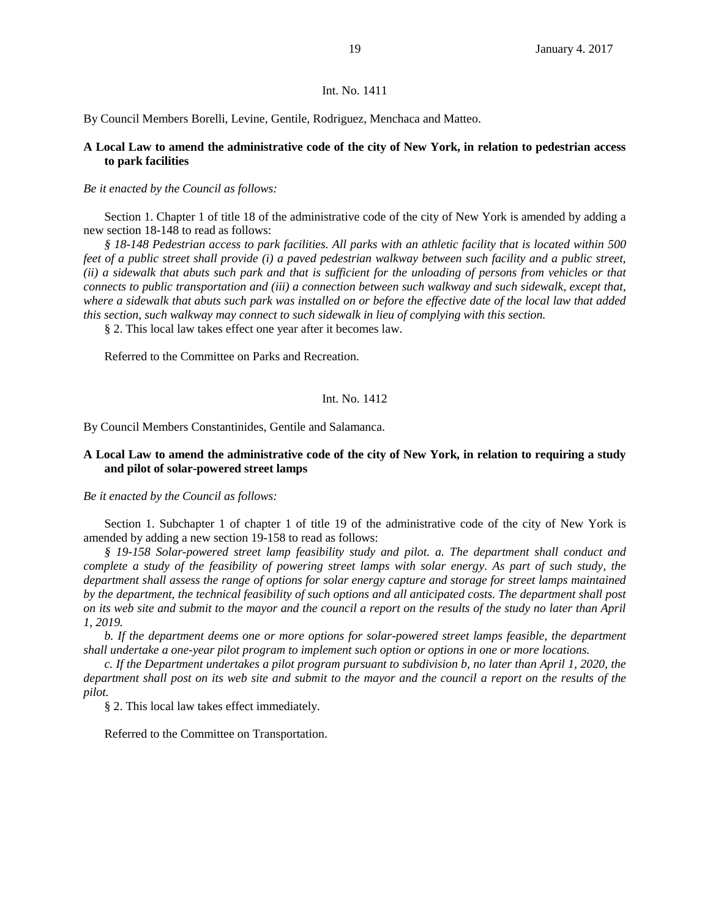Int. No. 1411

By Council Members Borelli, Levine, Gentile, Rodriguez, Menchaca and Matteo.

**A Local Law to amend the administrative code of the city of New York, in relation to pedestrian access to park facilities**

*Be it enacted by the Council as follows:*

Section 1. Chapter 1 of title 18 of the administrative code of the city of New York is amended by adding a new section 18-148 to read as follows:

*§ 18-148 Pedestrian access to park facilities. All parks with an athletic facility that is located within 500 feet of a public street shall provide (i) a paved pedestrian walkway between such facility and a public street, (ii) a sidewalk that abuts such park and that is sufficient for the unloading of persons from vehicles or that connects to public transportation and (iii) a connection between such walkway and such sidewalk, except that, where a sidewalk that abuts such park was installed on or before the effective date of the local law that added this section, such walkway may connect to such sidewalk in lieu of complying with this section.*

§ 2. This local law takes effect one year after it becomes law.

Referred to the Committee on Parks and Recreation.

Int. No. 1412

By Council Members Constantinides, Gentile and Salamanca.

**A Local Law to amend the administrative code of the city of New York, in relation to requiring a study and pilot of solar-powered street lamps**

*Be it enacted by the Council as follows:*

Section 1. Subchapter 1 of chapter 1 of title 19 of the administrative code of the city of New York is amended by adding a new section 19-158 to read as follows:

*§ 19-158 Solar-powered street lamp feasibility study and pilot. a. The department shall conduct and complete a study of the feasibility of powering street lamps with solar energy. As part of such study, the department shall assess the range of options for solar energy capture and storage for street lamps maintained by the department, the technical feasibility of such options and all anticipated costs. The department shall post on its web site and submit to the mayor and the council a report on the results of the study no later than April 1, 2019.*

*b. If the department deems one or more options for solar-powered street lamps feasible, the department shall undertake a one-year pilot program to implement such option or options in one or more locations.*

*c. If the Department undertakes a pilot program pursuant to subdivision b, no later than April 1, 2020, the department shall post on its web site and submit to the mayor and the council a report on the results of the pilot.*

§ 2. This local law takes effect immediately.

Referred to the Committee on Transportation.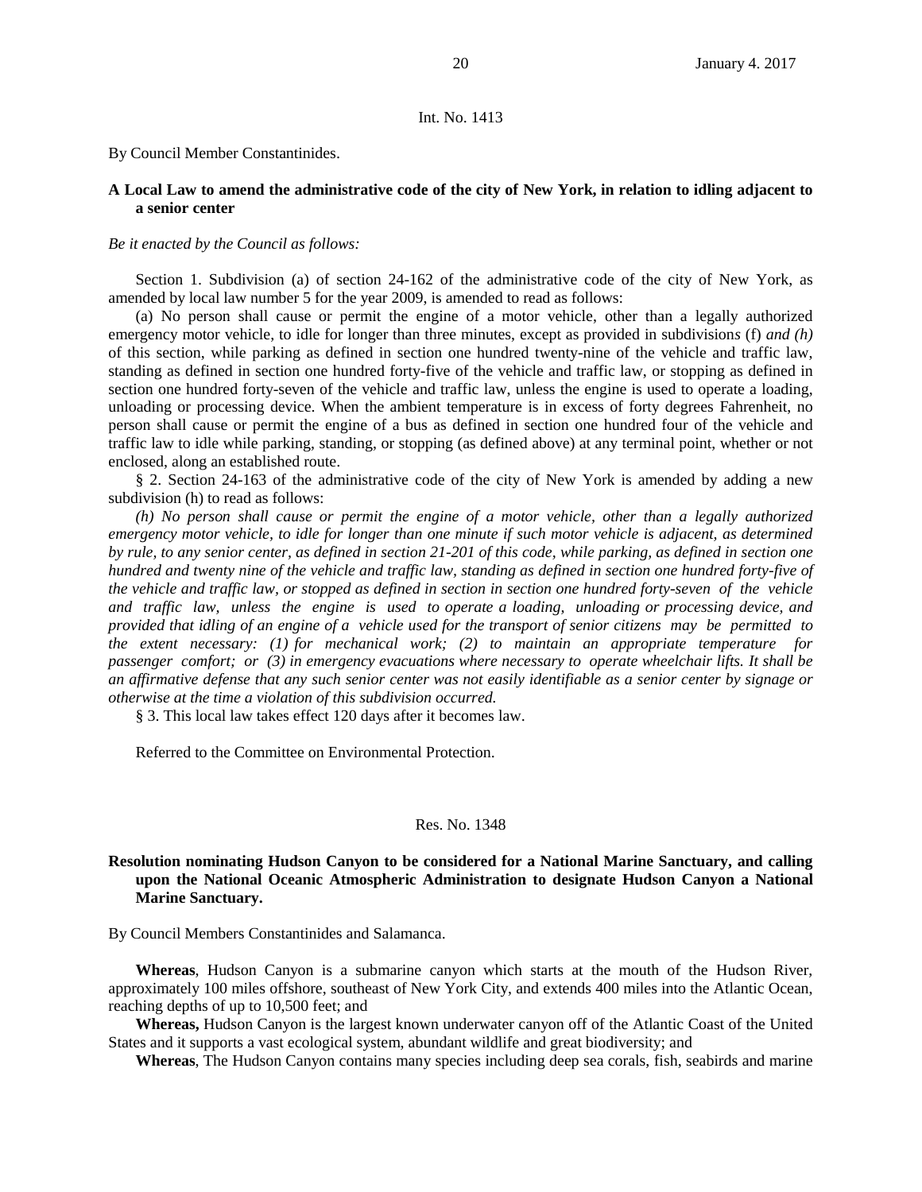Int. No. 1413

By Council Member Constantinides.

**A Local Law to amend the administrative code of the city of New York, in relation to idling adjacent to a senior center**

*Be it enacted by the Council as follows:*

Section 1. Subdivision (a) of section 24-162 of the administrative code of the city of New York, as amended by local law number 5 for the year 2009, is amended to read as follows:

(a) No person shall cause or permit the engine of a motor vehicle, other than a legally authorized emergency motor vehicle, to idle for longer than three minutes, except as provided in subdivisions (f) *and (h)* of this section, while parking as defined in section one hundred twenty-nine of the vehicle and traffic law, standing as defined in section one hundred forty-five of the vehicle and traffic law, or stopping as defined in section one hundred forty-seven of the vehicle and traffic law, unless the engine is used to operate a loading, unloading or processing device. When the ambient temperature is in excess of forty degrees Fahrenheit, no person shall cause or permit the engine of a bus as defined in section one hundred four of the vehicle and traffic law to idle while parking, standing, or stopping (as defined above) at any terminal point, whether or not enclosed, along an established route.

§ 2. Section 24-163 of the administrative code of the city of New York is amended by adding a new subdivision (h) to read as follows:

*(h) No person shall cause or permit the engine of a motor vehicle, other than a legally authorized emergency motor vehicle, to idle for longer than one minute if such motor vehicle is adjacent, as determined by rule, to any senior center, as defined in section 21-201 of this code, while parking, as defined in section one hundred and twenty nine of the vehicle and traffic law, standing as defined in section one hundred forty-five of the vehicle and traffic law, or stopped as defined in section in section one hundred forty-seven of the vehicle and traffic law, unless the engine is used to operate a loading, unloading or processing device, and provided that idling of an engine of a vehicle used for the transport of senior citizens may be permitted to the extent necessary: (1) for mechanical work; (2) to maintain an appropriate temperature for passenger comfort; or (3) in emergency evacuations where necessary to operate wheelchair lifts. It shall be an affirmative defense that any such senior center was not easily identifiable as a senior center by signage or otherwise at the time a violation of this subdivision occurred.*

§ 3. This local law takes effect 120 days after it becomes law.

Referred to the Committee on Environmental Protection.

Res. No. 1348

**Resolution nominating Hudson Canyon to be considered for a National Marine Sanctuary, and calling upon the National Oceanic Atmospheric Administration to designate Hudson Canyon a National Marine Sanctuary.**

By Council Members Constantinides and Salamanca.

**Whereas**, Hudson Canyon is a submarine canyon which starts at the mouth of the Hudson River, approximately 100 miles offshore, southeast of New York City, and extends 400 miles into the Atlantic Ocean, reaching depths of up to 10,500 feet; and

**Whereas,** Hudson Canyon is the largest known underwater canyon off of the Atlantic Coast of the United States and it supports a vast ecological system, abundant wildlife and great biodiversity; and

**Whereas**, The Hudson Canyon contains many species including deep sea corals, fish, seabirds and marine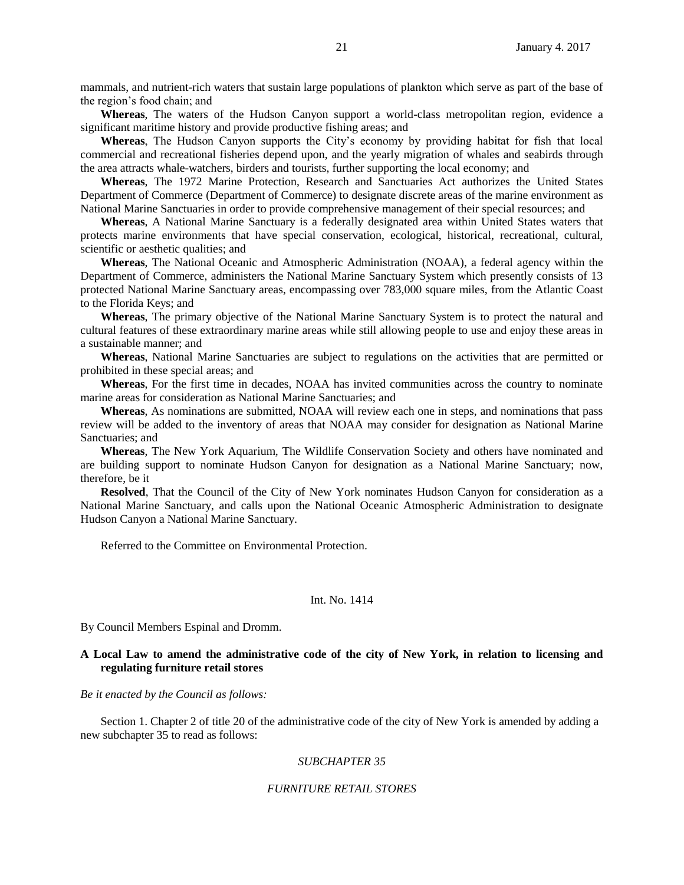mammals, and nutrient-rich waters that sustain large populations of plankton which serve as part of the base of the region's food chain; and

**Whereas**, The waters of the Hudson Canyon support a world-class metropolitan region, evidence a significant maritime history and provide productive fishing areas; and

**Whereas**, The Hudson Canyon supports the City's economy by providing habitat for fish that local commercial and recreational fisheries depend upon, and the yearly migration of whales and seabirds through the area attracts whale-watchers, birders and tourists, further supporting the local economy; and

**Whereas**, The 1972 Marine Protection, Research and Sanctuaries Act authorizes the United States Department of Commerce (Department of Commerce) to designate discrete areas of the marine environment as National Marine Sanctuaries in order to provide comprehensive management of their special resources; and

**Whereas**, A National Marine Sanctuary is a federally designated area within United States waters that protects marine environments that have special conservation, ecological, historical, recreational, cultural, scientific or aesthetic qualities; and

**Whereas**, The National Oceanic and Atmospheric Administration (NOAA), a federal agency within the Department of Commerce, administers the National Marine Sanctuary System which presently consists of 13 protected National Marine Sanctuary areas, encompassing over 783,000 square miles, from the Atlantic Coast to the Florida Keys; and

**Whereas**, The primary objective of the National Marine Sanctuary System is to protect the natural and cultural features of these extraordinary marine areas while still allowing people to use and enjoy these areas in a sustainable manner; and

**Whereas**, National Marine Sanctuaries are subject to regulations on the activities that are permitted or prohibited in these special areas; and

**Whereas**, For the first time in decades, NOAA has invited communities across the country to nominate marine areas for consideration as National Marine Sanctuaries; and

**Whereas**, As nominations are submitted, NOAA will review each one in steps, and nominations that pass review will be added to the inventory of areas that NOAA may consider for designation as National Marine Sanctuaries; and

**Whereas**, The New York Aquarium, The Wildlife Conservation Society and others have nominated and are building support to nominate Hudson Canyon for designation as a National Marine Sanctuary; now, therefore, be it

**Resolved**, That the Council of the City of New York nominates Hudson Canyon for consideration as a National Marine Sanctuary, and calls upon the National Oceanic Atmospheric Administration to designate Hudson Canyon a National Marine Sanctuary.

Referred to the Committee on Environmental Protection.

Int. No. 1414

By Council Members Espinal and Dromm.

**A Local Law to amend the administrative code of the city of New York, in relation to licensing and regulating furniture retail stores**

*Be it enacted by the Council as follows:*

Section 1. Chapter 2 of title 20 of the administrative code of the city of New York is amended by adding a new subchapter 35 to read as follows:

*SUBCHAPTER 35*

*FURNITURE RETAIL STORES*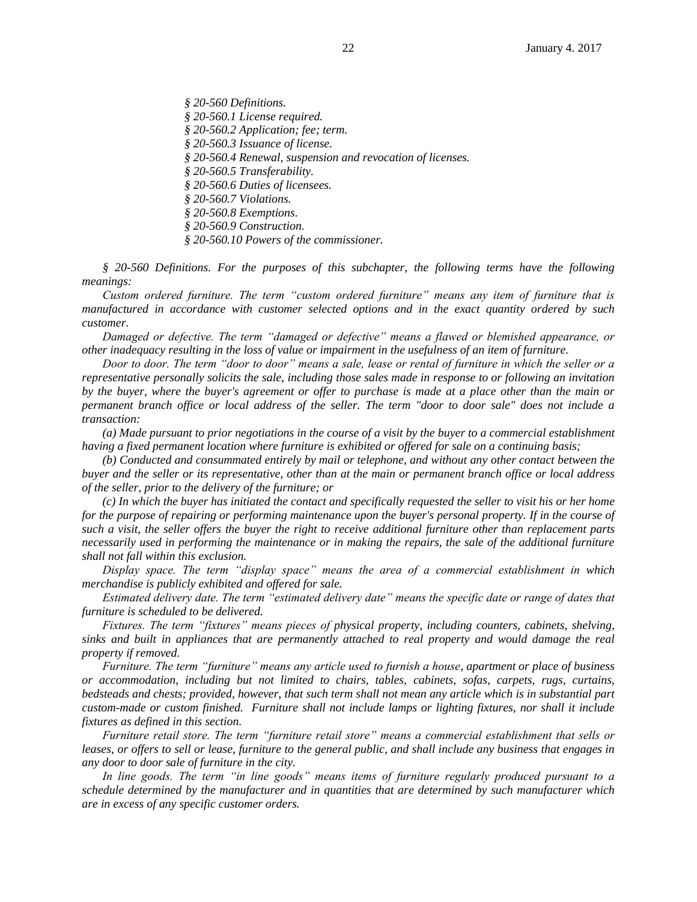*§ 20-560 Definitions.*
*§ 20-560.1 License required.*
*§ 20-560.2 Application; fee; term.*
*§ 20-560.3 Issuance of license.*
*§ 20-560.4 Renewal, suspension and revocation of licenses.*
*§ 20-560.5 Transferability.*
*§ 20-560.6 Duties of licensees.*
*§ 20-560.7 Violations.*
*§ 20-560.8 Exemptions.*
*§ 20-560.9 Construction.*
*§ 20-560.10 Powers of the commissioner.*

*§ 20-560 Definitions. For the purposes of this subchapter, the following terms have the following meanings:*

*Custom ordered furniture. The term "custom ordered furniture" means any item of furniture that is manufactured in accordance with customer selected options and in the exact quantity ordered by such customer.*

*Damaged or defective. The term "damaged or defective" means a flawed or blemished appearance, or other inadequacy resulting in the loss of value or impairment in the usefulness of an item of furniture.*

*Door to door. The term "door to door" means a sale, lease or rental of furniture in which the seller or a representative personally solicits the sale, including those sales made in response to or following an invitation by the buyer, where the buyer's agreement or offer to purchase is made at a place other than the main or permanent branch office or local address of the seller. The term "door to door sale" does not include a transaction:*

*(a) Made pursuant to prior negotiations in the course of a visit by the buyer to a commercial establishment having a fixed permanent location where furniture is exhibited or offered for sale on a continuing basis;*

*(b) Conducted and consummated entirely by mail or telephone, and without any other contact between the buyer and the seller or its representative, other than at the main or permanent branch office or local address of the seller, prior to the delivery of the furniture; or*

*(c) In which the buyer has initiated the contact and specifically requested the seller to visit his or her home for the purpose of repairing or performing maintenance upon the buyer's personal property. If in the course of such a visit, the seller offers the buyer the right to receive additional furniture other than replacement parts necessarily used in performing the maintenance or in making the repairs, the sale of the additional furniture shall not fall within this exclusion.*

*Display space. The term "display space" means the area of a commercial establishment in which merchandise is publicly exhibited and offered for sale.*

*Estimated delivery date. The term "estimated delivery date" means the specific date or range of dates that furniture is scheduled to be delivered.*

*Fixtures. The term "fixtures" means pieces of physical property, including counters, cabinets, shelving, sinks and built in appliances that are permanently attached to real property and would damage the real property if removed.*

*Furniture. The term "furniture" means any article used to furnish a house, apartment or place of business or accommodation, including but not limited to chairs, tables, cabinets, sofas, carpets, rugs, curtains, bedsteads and chests; provided, however, that such term shall not mean any article which is in substantial part custom-made or custom finished. Furniture shall not include lamps or lighting fixtures, nor shall it include fixtures as defined in this section.*

*Furniture retail store. The term "furniture retail store" means a commercial establishment that sells or leases, or offers to sell or lease, furniture to the general public, and shall include any business that engages in any door to door sale of furniture in the city.*

*In line goods. The term "in line goods" means items of furniture regularly produced pursuant to a schedule determined by the manufacturer and in quantities that are determined by such manufacturer which are in excess of any specific customer orders.*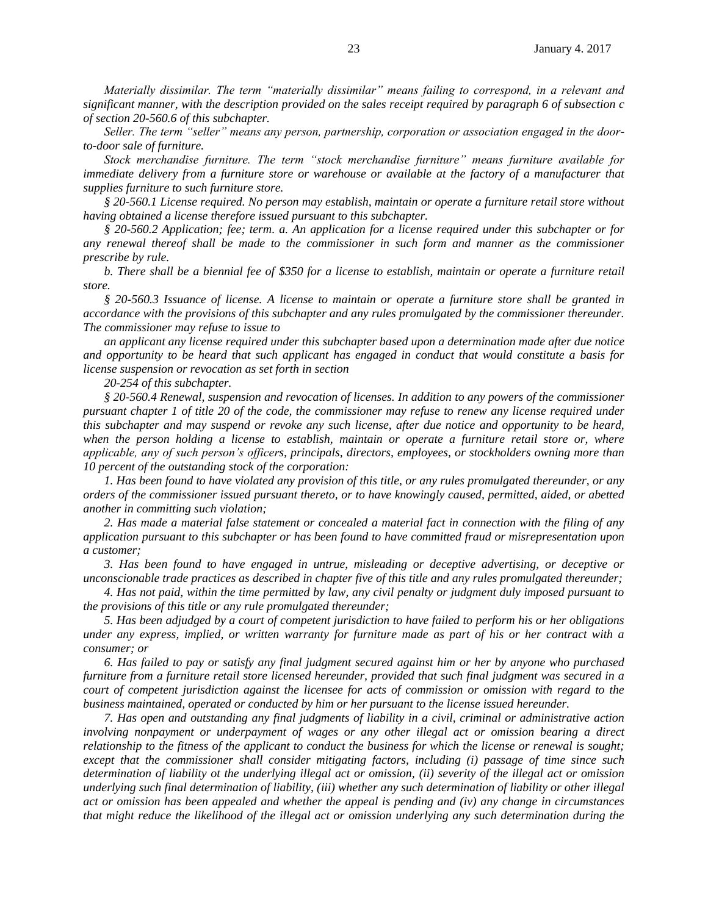*Materially dissimilar. The term "materially dissimilar" means failing to correspond, in a relevant and significant manner, with the description provided on the sales receipt required by paragraph 6 of subsection c of section 20-560.6 of this subchapter.*

*Seller. The term "seller" means any person, partnership, corporation or association engaged in the door-to-door sale of furniture.*

*Stock merchandise furniture. The term "stock merchandise furniture" means furniture available for immediate delivery from a furniture store or warehouse or available at the factory of a manufacturer that supplies furniture to such furniture store.*

*§ 20-560.1 License required. No person may establish, maintain or operate a furniture retail store without having obtained a license therefore issued pursuant to this subchapter.*

*§ 20-560.2 Application; fee; term. a. An application for a license required under this subchapter or for any renewal thereof shall be made to the commissioner in such form and manner as the commissioner prescribe by rule.*

*b. There shall be a biennial fee of $350 for a license to establish, maintain or operate a furniture retail store.*

*§ 20-560.3 Issuance of license. A license to maintain or operate a furniture store shall be granted in accordance with the provisions of this subchapter and any rules promulgated by the commissioner thereunder. The commissioner may refuse to issue to*

*an applicant any license required under this subchapter based upon a determination made after due notice and opportunity to be heard that such applicant has engaged in conduct that would constitute a basis for license suspension or revocation as set forth in section*

*20-254 of this subchapter.*

*§ 20-560.4 Renewal, suspension and revocation of licenses. In addition to any powers of the commissioner pursuant chapter 1 of title 20 of the code, the commissioner may refuse to renew any license required under this subchapter and may suspend or revoke any such license, after due notice and opportunity to be heard, when the person holding a license to establish, maintain or operate a furniture retail store or, where applicable, any of such person's officers, principals, directors, employees, or stockholders owning more than 10 percent of the outstanding stock of the corporation:*

*1. Has been found to have violated any provision of this title, or any rules promulgated thereunder, or any orders of the commissioner issued pursuant thereto, or to have knowingly caused, permitted, aided, or abetted another in committing such violation;*

*2. Has made a material false statement or concealed a material fact in connection with the filing of any application pursuant to this subchapter or has been found to have committed fraud or misrepresentation upon a customer;*

*3. Has been found to have engaged in untrue, misleading or deceptive advertising, or deceptive or unconscionable trade practices as described in chapter five of this title and any rules promulgated thereunder;*

*4. Has not paid, within the time permitted by law, any civil penalty or judgment duly imposed pursuant to the provisions of this title or any rule promulgated thereunder;*

*5. Has been adjudged by a court of competent jurisdiction to have failed to perform his or her obligations under any express, implied, or written warranty for furniture made as part of his or her contract with a consumer; or*

*6. Has failed to pay or satisfy any final judgment secured against him or her by anyone who purchased furniture from a furniture retail store licensed hereunder, provided that such final judgment was secured in a court of competent jurisdiction against the licensee for acts of commission or omission with regard to the business maintained, operated or conducted by him or her pursuant to the license issued hereunder.*

*7. Has open and outstanding any final judgments of liability in a civil, criminal or administrative action involving nonpayment or underpayment of wages or any other illegal act or omission bearing a direct relationship to the fitness of the applicant to conduct the business for which the license or renewal is sought; except that the commissioner shall consider mitigating factors, including (i) passage of time since such determination of liability ot the underlying illegal act or omission, (ii) severity of the illegal act or omission underlying such final determination of liability, (iii) whether any such determination of liability or other illegal act or omission has been appealed and whether the appeal is pending and (iv) any change in circumstances that might reduce the likelihood of the illegal act or omission underlying any such determination during the*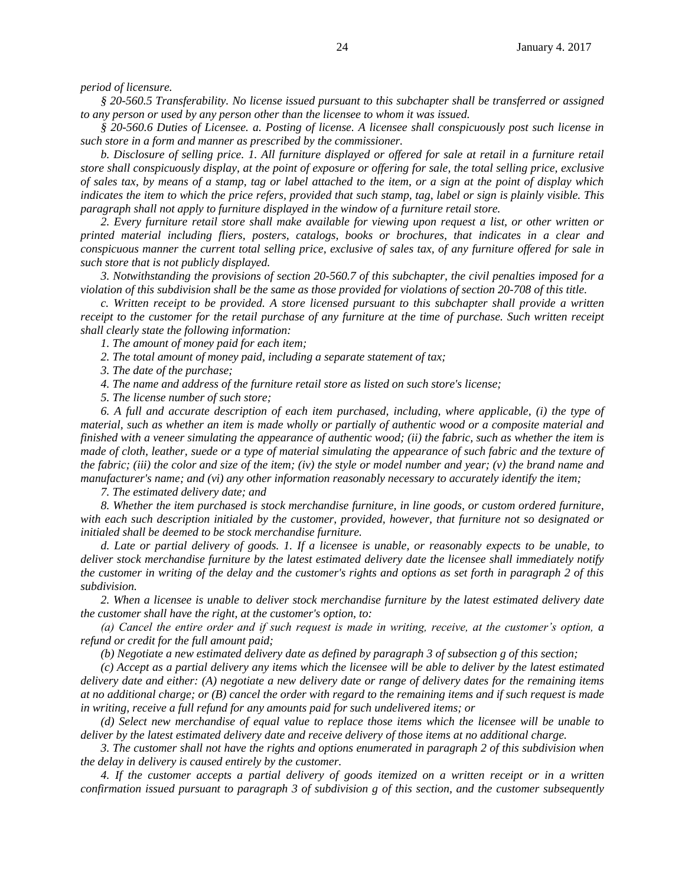*period of licensure.*

*§ 20-560.5 Transferability. No license issued pursuant to this subchapter shall be transferred or assigned to any person or used by any person other than the licensee to whom it was issued.*

*§ 20-560.6 Duties of Licensee. a. Posting of license. A licensee shall conspicuously post such license in such store in a form and manner as prescribed by the commissioner.*

*b. Disclosure of selling price. 1. All furniture displayed or offered for sale at retail in a furniture retail store shall conspicuously display, at the point of exposure or offering for sale, the total selling price, exclusive of sales tax, by means of a stamp, tag or label attached to the item, or a sign at the point of display which indicates the item to which the price refers, provided that such stamp, tag, label or sign is plainly visible. This paragraph shall not apply to furniture displayed in the window of a furniture retail store.*

*2. Every furniture retail store shall make available for viewing upon request a list, or other written or printed material including fliers, posters, catalogs, books or brochures, that indicates in a clear and conspicuous manner the current total selling price, exclusive of sales tax, of any furniture offered for sale in such store that is not publicly displayed.*

*3. Notwithstanding the provisions of section 20-560.7 of this subchapter, the civil penalties imposed for a violation of this subdivision shall be the same as those provided for violations of section 20-708 of this title.*

*c. Written receipt to be provided. A store licensed pursuant to this subchapter shall provide a written receipt to the customer for the retail purchase of any furniture at the time of purchase. Such written receipt shall clearly state the following information:*

*1. The amount of money paid for each item;*

*2. The total amount of money paid, including a separate statement of tax;*

*3. The date of the purchase;*

*4. The name and address of the furniture retail store as listed on such store's license;*

*5. The license number of such store;*

*6. A full and accurate description of each item purchased, including, where applicable, (i) the type of material, such as whether an item is made wholly or partially of authentic wood or a composite material and finished with a veneer simulating the appearance of authentic wood; (ii) the fabric, such as whether the item is made of cloth, leather, suede or a type of material simulating the appearance of such fabric and the texture of the fabric; (iii) the color and size of the item; (iv) the style or model number and year; (v) the brand name and manufacturer's name; and (vi) any other information reasonably necessary to accurately identify the item;*

*7. The estimated delivery date; and*

*8. Whether the item purchased is stock merchandise furniture, in line goods, or custom ordered furniture, with each such description initialed by the customer, provided, however, that furniture not so designated or initialed shall be deemed to be stock merchandise furniture.*

*d. Late or partial delivery of goods. 1. If a licensee is unable, or reasonably expects to be unable, to deliver stock merchandise furniture by the latest estimated delivery date the licensee shall immediately notify the customer in writing of the delay and the customer's rights and options as set forth in paragraph 2 of this subdivision.*

*2. When a licensee is unable to deliver stock merchandise furniture by the latest estimated delivery date the customer shall have the right, at the customer's option, to:*

*(a) Cancel the entire order and if such request is made in writing, receive, at the customer's option, a refund or credit for the full amount paid;*

*(b) Negotiate a new estimated delivery date as defined by paragraph 3 of subsection g of this section;*

*(c) Accept as a partial delivery any items which the licensee will be able to deliver by the latest estimated delivery date and either: (A) negotiate a new delivery date or range of delivery dates for the remaining items at no additional charge; or (B) cancel the order with regard to the remaining items and if such request is made in writing, receive a full refund for any amounts paid for such undelivered items; or*

*(d) Select new merchandise of equal value to replace those items which the licensee will be unable to deliver by the latest estimated delivery date and receive delivery of those items at no additional charge.*

*3. The customer shall not have the rights and options enumerated in paragraph 2 of this subdivision when the delay in delivery is caused entirely by the customer.*

*4. If the customer accepts a partial delivery of goods itemized on a written receipt or in a written confirmation issued pursuant to paragraph 3 of subdivision g of this section, and the customer subsequently*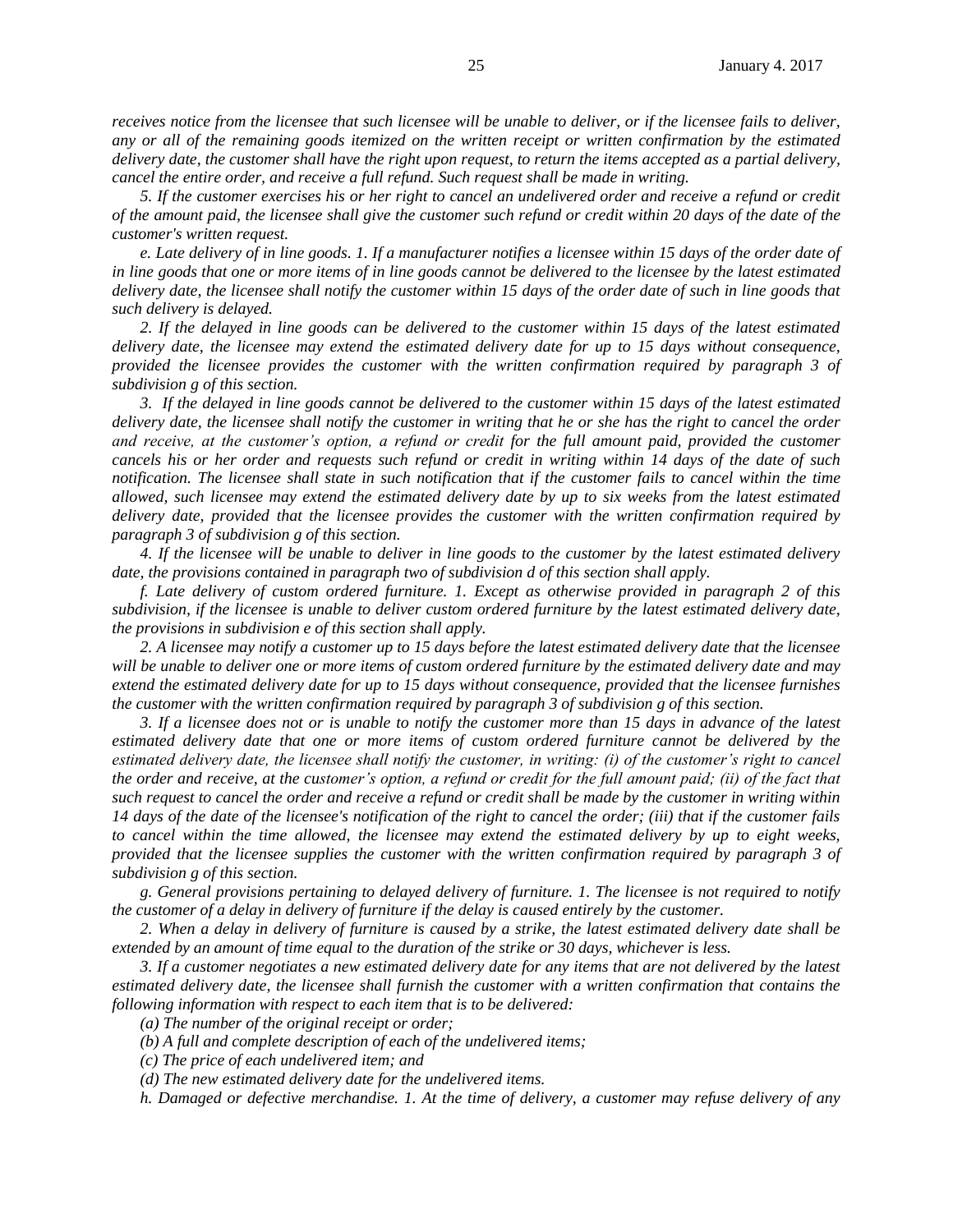*receives notice from the licensee that such licensee will be unable to deliver, or if the licensee fails to deliver, any or all of the remaining goods itemized on the written receipt or written confirmation by the estimated delivery date, the customer shall have the right upon request, to return the items accepted as a partial delivery, cancel the entire order, and receive a full refund. Such request shall be made in writing.*

*5. If the customer exercises his or her right to cancel an undelivered order and receive a refund or credit of the amount paid, the licensee shall give the customer such refund or credit within 20 days of the date of the customer's written request.*

*e. Late delivery of in line goods. 1. If a manufacturer notifies a licensee within 15 days of the order date of in line goods that one or more items of in line goods cannot be delivered to the licensee by the latest estimated delivery date, the licensee shall notify the customer within 15 days of the order date of such in line goods that such delivery is delayed.*

*2. If the delayed in line goods can be delivered to the customer within 15 days of the latest estimated delivery date, the licensee may extend the estimated delivery date for up to 15 days without consequence, provided the licensee provides the customer with the written confirmation required by paragraph 3 of subdivision g of this section.*

*3. If the delayed in line goods cannot be delivered to the customer within 15 days of the latest estimated delivery date, the licensee shall notify the customer in writing that he or she has the right to cancel the order and receive, at the customer's option, a refund or credit for the full amount paid, provided the customer cancels his or her order and requests such refund or credit in writing within 14 days of the date of such notification. The licensee shall state in such notification that if the customer fails to cancel within the time allowed, such licensee may extend the estimated delivery date by up to six weeks from the latest estimated delivery date, provided that the licensee provides the customer with the written confirmation required by paragraph 3 of subdivision g of this section.*

*4. If the licensee will be unable to deliver in line goods to the customer by the latest estimated delivery date, the provisions contained in paragraph two of subdivision d of this section shall apply.*

*f. Late delivery of custom ordered furniture. 1. Except as otherwise provided in paragraph 2 of this subdivision, if the licensee is unable to deliver custom ordered furniture by the latest estimated delivery date, the provisions in subdivision e of this section shall apply.*

*2. A licensee may notify a customer up to 15 days before the latest estimated delivery date that the licensee will be unable to deliver one or more items of custom ordered furniture by the estimated delivery date and may extend the estimated delivery date for up to 15 days without consequence, provided that the licensee furnishes the customer with the written confirmation required by paragraph 3 of subdivision g of this section.*

*3. If a licensee does not or is unable to notify the customer more than 15 days in advance of the latest estimated delivery date that one or more items of custom ordered furniture cannot be delivered by the estimated delivery date, the licensee shall notify the customer, in writing: (i) of the customer's right to cancel the order and receive, at the customer's option, a refund or credit for the full amount paid; (ii) of the fact that such request to cancel the order and receive a refund or credit shall be made by the customer in writing within 14 days of the date of the licensee's notification of the right to cancel the order; (iii) that if the customer fails to cancel within the time allowed, the licensee may extend the estimated delivery by up to eight weeks, provided that the licensee supplies the customer with the written confirmation required by paragraph 3 of subdivision g of this section.*

*g. General provisions pertaining to delayed delivery of furniture. 1. The licensee is not required to notify the customer of a delay in delivery of furniture if the delay is caused entirely by the customer.*

*2. When a delay in delivery of furniture is caused by a strike, the latest estimated delivery date shall be extended by an amount of time equal to the duration of the strike or 30 days, whichever is less.*

*3. If a customer negotiates a new estimated delivery date for any items that are not delivered by the latest estimated delivery date, the licensee shall furnish the customer with a written confirmation that contains the following information with respect to each item that is to be delivered:*

*(a) The number of the original receipt or order;*

*(b) A full and complete description of each of the undelivered items;*

*(c) The price of each undelivered item; and*

*(d) The new estimated delivery date for the undelivered items.*

*h. Damaged or defective merchandise. 1. At the time of delivery, a customer may refuse delivery of any*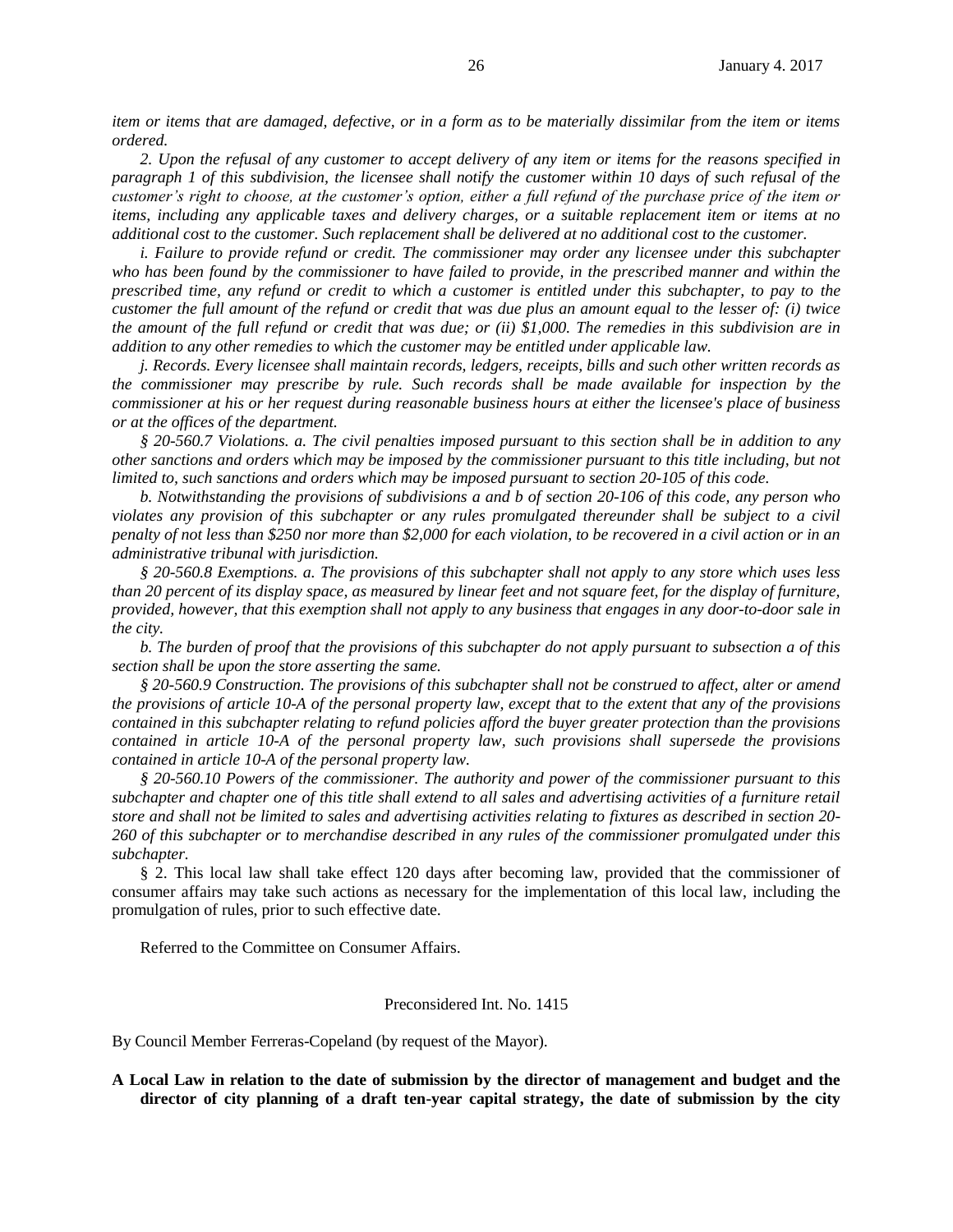*item or items that are damaged, defective, or in a form as to be materially dissimilar from the item or items ordered.*

*2. Upon the refusal of any customer to accept delivery of any item or items for the reasons specified in paragraph 1 of this subdivision, the licensee shall notify the customer within 10 days of such refusal of the customer's right to choose, at the customer's option, either a full refund of the purchase price of the item or items, including any applicable taxes and delivery charges, or a suitable replacement item or items at no additional cost to the customer. Such replacement shall be delivered at no additional cost to the customer.*

*i. Failure to provide refund or credit. The commissioner may order any licensee under this subchapter who has been found by the commissioner to have failed to provide, in the prescribed manner and within the prescribed time, any refund or credit to which a customer is entitled under this subchapter, to pay to the customer the full amount of the refund or credit that was due plus an amount equal to the lesser of: (i) twice the amount of the full refund or credit that was due; or (ii) $1,000. The remedies in this subdivision are in addition to any other remedies to which the customer may be entitled under applicable law.*

*j. Records. Every licensee shall maintain records, ledgers, receipts, bills and such other written records as the commissioner may prescribe by rule. Such records shall be made available for inspection by the commissioner at his or her request during reasonable business hours at either the licensee's place of business or at the offices of the department.*

*§ 20-560.7 Violations. a. The civil penalties imposed pursuant to this section shall be in addition to any other sanctions and orders which may be imposed by the commissioner pursuant to this title including, but not limited to, such sanctions and orders which may be imposed pursuant to section 20-105 of this code.*

*b. Notwithstanding the provisions of subdivisions a and b of section 20-106 of this code, any person who violates any provision of this subchapter or any rules promulgated thereunder shall be subject to a civil penalty of not less than $250 nor more than $2,000 for each violation, to be recovered in a civil action or in an administrative tribunal with jurisdiction.*

*§ 20-560.8 Exemptions. a. The provisions of this subchapter shall not apply to any store which uses less than 20 percent of its display space, as measured by linear feet and not square feet, for the display of furniture, provided, however, that this exemption shall not apply to any business that engages in any door-to-door sale in the city.*

*b. The burden of proof that the provisions of this subchapter do not apply pursuant to subsection a of this section shall be upon the store asserting the same.*

*§ 20-560.9 Construction. The provisions of this subchapter shall not be construed to affect, alter or amend the provisions of article 10-A of the personal property law, except that to the extent that any of the provisions contained in this subchapter relating to refund policies afford the buyer greater protection than the provisions contained in article 10-A of the personal property law, such provisions shall supersede the provisions contained in article 10-A of the personal property law.*

*§ 20-560.10 Powers of the commissioner. The authority and power of the commissioner pursuant to this subchapter and chapter one of this title shall extend to all sales and advertising activities of a furniture retail store and shall not be limited to sales and advertising activities relating to fixtures as described in section 20-260 of this subchapter or to merchandise described in any rules of the commissioner promulgated under this subchapter.*

§ 2. This local law shall take effect 120 days after becoming law, provided that the commissioner of consumer affairs may take such actions as necessary for the implementation of this local law, including the promulgation of rules, prior to such effective date.

Referred to the Committee on Consumer Affairs.

Preconsidered Int. No. 1415

By Council Member Ferreras-Copeland (by request of the Mayor).

**A Local Law in relation to the date of submission by the director of management and budget and the director of city planning of a draft ten-year capital strategy, the date of submission by the city**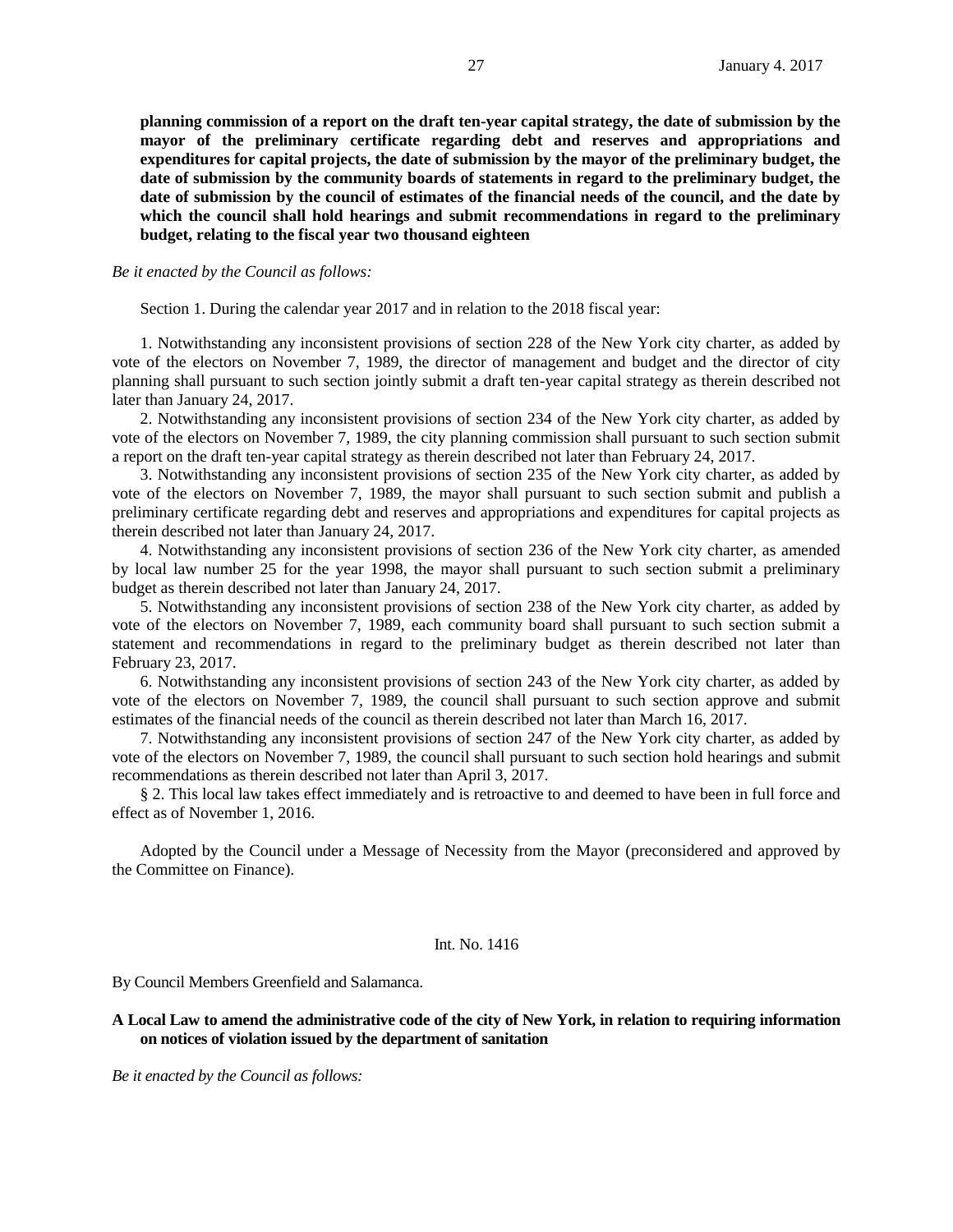**planning commission of a report on the draft ten-year capital strategy, the date of submission by the mayor of the preliminary certificate regarding debt and reserves and appropriations and expenditures for capital projects, the date of submission by the mayor of the preliminary budget, the date of submission by the community boards of statements in regard to the preliminary budget, the date of submission by the council of estimates of the financial needs of the council, and the date by which the council shall hold hearings and submit recommendations in regard to the preliminary budget, relating to the fiscal year two thousand eighteen**

*Be it enacted by the Council as follows:*

Section 1. During the calendar year 2017 and in relation to the 2018 fiscal year:

1. Notwithstanding any inconsistent provisions of section 228 of the New York city charter, as added by vote of the electors on November 7, 1989, the director of management and budget and the director of city planning shall pursuant to such section jointly submit a draft ten-year capital strategy as therein described not later than January 24, 2017.

2. Notwithstanding any inconsistent provisions of section 234 of the New York city charter, as added by vote of the electors on November 7, 1989, the city planning commission shall pursuant to such section submit a report on the draft ten-year capital strategy as therein described not later than February 24, 2017.

3. Notwithstanding any inconsistent provisions of section 235 of the New York city charter, as added by vote of the electors on November 7, 1989, the mayor shall pursuant to such section submit and publish a preliminary certificate regarding debt and reserves and appropriations and expenditures for capital projects as therein described not later than January 24, 2017.

4. Notwithstanding any inconsistent provisions of section 236 of the New York city charter, as amended by local law number 25 for the year 1998, the mayor shall pursuant to such section submit a preliminary budget as therein described not later than January 24, 2017.

5. Notwithstanding any inconsistent provisions of section 238 of the New York city charter, as added by vote of the electors on November 7, 1989, each community board shall pursuant to such section submit a statement and recommendations in regard to the preliminary budget as therein described not later than February 23, 2017.

6. Notwithstanding any inconsistent provisions of section 243 of the New York city charter, as added by vote of the electors on November 7, 1989, the council shall pursuant to such section approve and submit estimates of the financial needs of the council as therein described not later than March 16, 2017.

7. Notwithstanding any inconsistent provisions of section 247 of the New York city charter, as added by vote of the electors on November 7, 1989, the council shall pursuant to such section hold hearings and submit recommendations as therein described not later than April 3, 2017.

§ 2. This local law takes effect immediately and is retroactive to and deemed to have been in full force and effect as of November 1, 2016.

Adopted by the Council under a Message of Necessity from the Mayor (preconsidered and approved by the Committee on Finance).

Int. No. 1416

By Council Members Greenfield and Salamanca.

**A Local Law to amend the administrative code of the city of New York, in relation to requiring information on notices of violation issued by the department of sanitation**

*Be it enacted by the Council as follows:*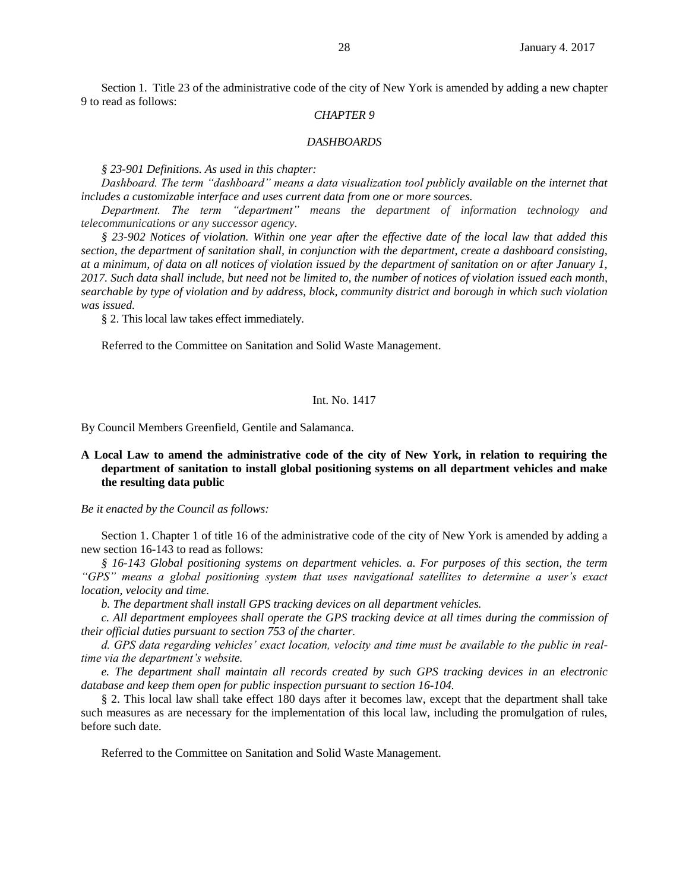Section 1. Title 23 of the administrative code of the city of New York is amended by adding a new chapter 9 to read as follows:

*CHAPTER 9*

*DASHBOARDS*

*§ 23-901 Definitions. As used in this chapter:*

*Dashboard. The term "dashboard" means a data visualization tool publicly available on the internet that includes a customizable interface and uses current data from one or more sources.*

*Department. The term "department" means the department of information technology and telecommunications or any successor agency.*

*§ 23-902 Notices of violation. Within one year after the effective date of the local law that added this section, the department of sanitation shall, in conjunction with the department, create a dashboard consisting, at a minimum, of data on all notices of violation issued by the department of sanitation on or after January 1, 2017. Such data shall include, but need not be limited to, the number of notices of violation issued each month, searchable by type of violation and by address, block, community district and borough in which such violation was issued.*

§ 2. This local law takes effect immediately.

Referred to the Committee on Sanitation and Solid Waste Management.

Int. No. 1417

By Council Members Greenfield, Gentile and Salamanca.

**A Local Law to amend the administrative code of the city of New York, in relation to requiring the department of sanitation to install global positioning systems on all department vehicles and make the resulting data public**

*Be it enacted by the Council as follows:*

Section 1. Chapter 1 of title 16 of the administrative code of the city of New York is amended by adding a new section 16-143 to read as follows:

*§ 16-143 Global positioning systems on department vehicles. a. For purposes of this section, the term "GPS" means a global positioning system that uses navigational satellites to determine a user's exact location, velocity and time.*

*b. The department shall install GPS tracking devices on all department vehicles.*

*c. All department employees shall operate the GPS tracking device at all times during the commission of their official duties pursuant to section 753 of the charter.*

*d. GPS data regarding vehicles' exact location, velocity and time must be available to the public in real-time via the department's website.*

*e. The department shall maintain all records created by such GPS tracking devices in an electronic database and keep them open for public inspection pursuant to section 16-104.*

§ 2. This local law shall take effect 180 days after it becomes law, except that the department shall take such measures as are necessary for the implementation of this local law, including the promulgation of rules, before such date.

Referred to the Committee on Sanitation and Solid Waste Management.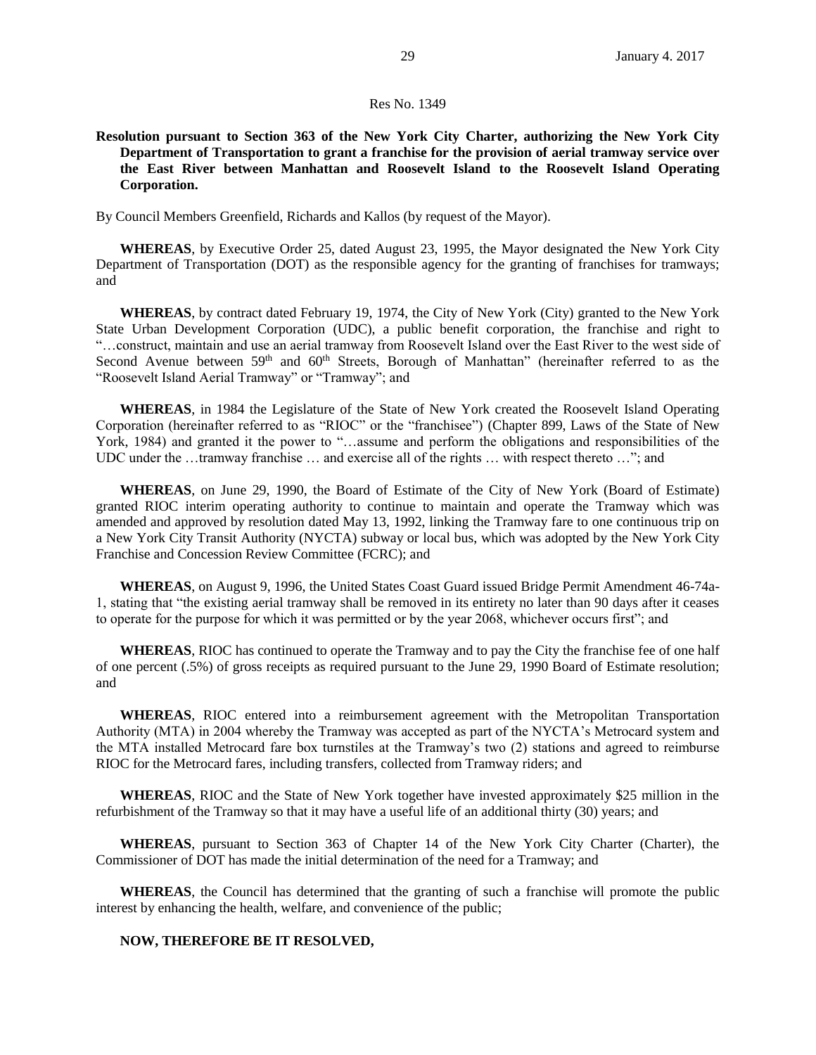Res No. 1349

**Resolution pursuant to Section 363 of the New York City Charter, authorizing the New York City Department of Transportation to grant a franchise for the provision of aerial tramway service over the East River between Manhattan and Roosevelt Island to the Roosevelt Island Operating Corporation.**

By Council Members Greenfield, Richards and Kallos (by request of the Mayor).

**WHEREAS**, by Executive Order 25, dated August 23, 1995, the Mayor designated the New York City Department of Transportation (DOT) as the responsible agency for the granting of franchises for tramways; and

**WHEREAS**, by contract dated February 19, 1974, the City of New York (City) granted to the New York State Urban Development Corporation (UDC), a public benefit corporation, the franchise and right to "…construct, maintain and use an aerial tramway from Roosevelt Island over the East River to the west side of Second Avenue between 59th and 60th Streets, Borough of Manhattan" (hereinafter referred to as the "Roosevelt Island Aerial Tramway" or "Tramway"; and

**WHEREAS**, in 1984 the Legislature of the State of New York created the Roosevelt Island Operating Corporation (hereinafter referred to as "RIOC" or the "franchisee") (Chapter 899, Laws of the State of New York, 1984) and granted it the power to "…assume and perform the obligations and responsibilities of the UDC under the …tramway franchise … and exercise all of the rights … with respect thereto …"; and

**WHEREAS**, on June 29, 1990, the Board of Estimate of the City of New York (Board of Estimate) granted RIOC interim operating authority to continue to maintain and operate the Tramway which was amended and approved by resolution dated May 13, 1992, linking the Tramway fare to one continuous trip on a New York City Transit Authority (NYCTA) subway or local bus, which was adopted by the New York City Franchise and Concession Review Committee (FCRC); and

**WHEREAS**, on August 9, 1996, the United States Coast Guard issued Bridge Permit Amendment 46-74a-1, stating that "the existing aerial tramway shall be removed in its entirety no later than 90 days after it ceases to operate for the purpose for which it was permitted or by the year 2068, whichever occurs first"; and

**WHEREAS**, RIOC has continued to operate the Tramway and to pay the City the franchise fee of one half of one percent (.5%) of gross receipts as required pursuant to the June 29, 1990 Board of Estimate resolution; and

**WHEREAS**, RIOC entered into a reimbursement agreement with the Metropolitan Transportation Authority (MTA) in 2004 whereby the Tramway was accepted as part of the NYCTA's Metrocard system and the MTA installed Metrocard fare box turnstiles at the Tramway's two (2) stations and agreed to reimburse RIOC for the Metrocard fares, including transfers, collected from Tramway riders; and

**WHEREAS**, RIOC and the State of New York together have invested approximately $25 million in the refurbishment of the Tramway so that it may have a useful life of an additional thirty (30) years; and

**WHEREAS**, pursuant to Section 363 of Chapter 14 of the New York City Charter (Charter), the Commissioner of DOT has made the initial determination of the need for a Tramway; and

**WHEREAS**, the Council has determined that the granting of such a franchise will promote the public interest by enhancing the health, welfare, and convenience of the public;

**NOW, THEREFORE BE IT RESOLVED,**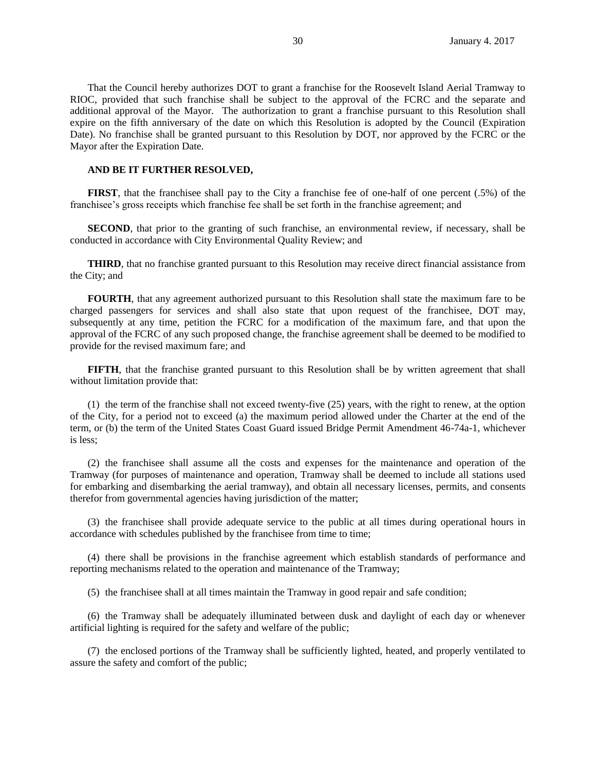That the Council hereby authorizes DOT to grant a franchise for the Roosevelt Island Aerial Tramway to RIOC, provided that such franchise shall be subject to the approval of the FCRC and the separate and additional approval of the Mayor. The authorization to grant a franchise pursuant to this Resolution shall expire on the fifth anniversary of the date on which this Resolution is adopted by the Council (Expiration Date). No franchise shall be granted pursuant to this Resolution by DOT, nor approved by the FCRC or the Mayor after the Expiration Date.

**AND BE IT FURTHER RESOLVED,**

**FIRST**, that the franchisee shall pay to the City a franchise fee of one-half of one percent (.5%) of the franchisee's gross receipts which franchise fee shall be set forth in the franchise agreement; and

**SECOND**, that prior to the granting of such franchise, an environmental review, if necessary, shall be conducted in accordance with City Environmental Quality Review; and

**THIRD**, that no franchise granted pursuant to this Resolution may receive direct financial assistance from the City; and

**FOURTH**, that any agreement authorized pursuant to this Resolution shall state the maximum fare to be charged passengers for services and shall also state that upon request of the franchisee, DOT may, subsequently at any time, petition the FCRC for a modification of the maximum fare, and that upon the approval of the FCRC of any such proposed change, the franchise agreement shall be deemed to be modified to provide for the revised maximum fare; and

**FIFTH**, that the franchise granted pursuant to this Resolution shall be by written agreement that shall without limitation provide that:

(1) the term of the franchise shall not exceed twenty-five (25) years, with the right to renew, at the option of the City, for a period not to exceed (a) the maximum period allowed under the Charter at the end of the term, or (b) the term of the United States Coast Guard issued Bridge Permit Amendment 46-74a-1, whichever is less;

(2) the franchisee shall assume all the costs and expenses for the maintenance and operation of the Tramway (for purposes of maintenance and operation, Tramway shall be deemed to include all stations used for embarking and disembarking the aerial tramway), and obtain all necessary licenses, permits, and consents therefor from governmental agencies having jurisdiction of the matter;

(3) the franchisee shall provide adequate service to the public at all times during operational hours in accordance with schedules published by the franchisee from time to time;

(4) there shall be provisions in the franchise agreement which establish standards of performance and reporting mechanisms related to the operation and maintenance of the Tramway;

(5) the franchisee shall at all times maintain the Tramway in good repair and safe condition;

(6) the Tramway shall be adequately illuminated between dusk and daylight of each day or whenever artificial lighting is required for the safety and welfare of the public;

(7) the enclosed portions of the Tramway shall be sufficiently lighted, heated, and properly ventilated to assure the safety and comfort of the public;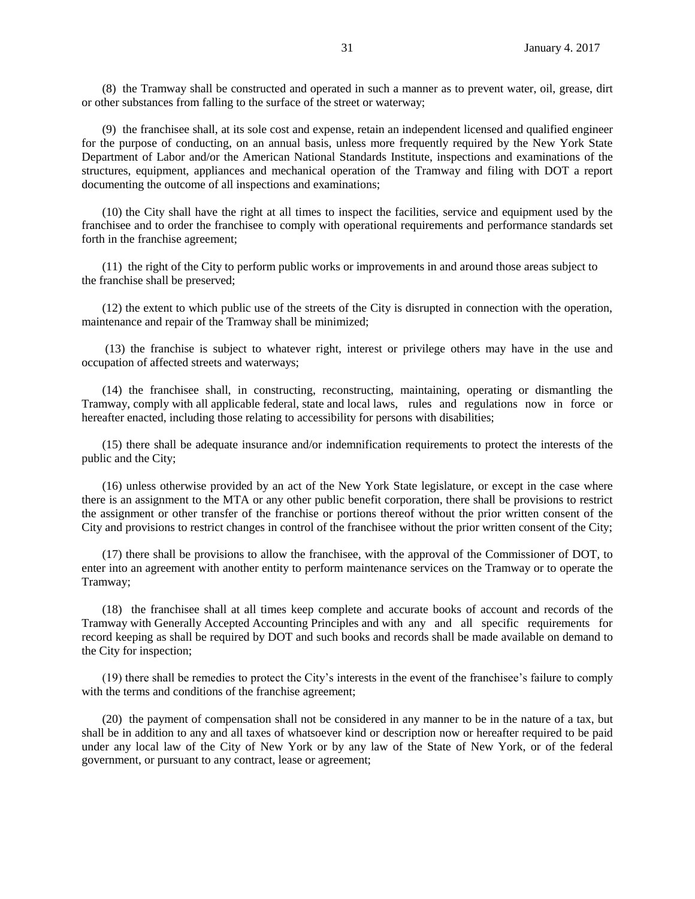(8) the Tramway shall be constructed and operated in such a manner as to prevent water, oil, grease, dirt or other substances from falling to the surface of the street or waterway;

(9) the franchisee shall, at its sole cost and expense, retain an independent licensed and qualified engineer for the purpose of conducting, on an annual basis, unless more frequently required by the New York State Department of Labor and/or the American National Standards Institute, inspections and examinations of the structures, equipment, appliances and mechanical operation of the Tramway and filing with DOT a report documenting the outcome of all inspections and examinations;

(10) the City shall have the right at all times to inspect the facilities, service and equipment used by the franchisee and to order the franchisee to comply with operational requirements and performance standards set forth in the franchise agreement;

(11) the right of the City to perform public works or improvements in and around those areas subject to the franchise shall be preserved;

(12) the extent to which public use of the streets of the City is disrupted in connection with the operation, maintenance and repair of the Tramway shall be minimized;

(13) the franchise is subject to whatever right, interest or privilege others may have in the use and occupation of affected streets and waterways;

(14) the franchisee shall, in constructing, reconstructing, maintaining, operating or dismantling the Tramway, comply with all applicable federal, state and local laws, rules and regulations now in force or hereafter enacted, including those relating to accessibility for persons with disabilities;

(15) there shall be adequate insurance and/or indemnification requirements to protect the interests of the public and the City;

(16) unless otherwise provided by an act of the New York State legislature, or except in the case where there is an assignment to the MTA or any other public benefit corporation, there shall be provisions to restrict the assignment or other transfer of the franchise or portions thereof without the prior written consent of the City and provisions to restrict changes in control of the franchisee without the prior written consent of the City;

(17) there shall be provisions to allow the franchisee, with the approval of the Commissioner of DOT, to enter into an agreement with another entity to perform maintenance services on the Tramway or to operate the Tramway;

(18) the franchisee shall at all times keep complete and accurate books of account and records of the Tramway with Generally Accepted Accounting Principles and with any and all specific requirements for record keeping as shall be required by DOT and such books and records shall be made available on demand to the City for inspection;

(19) there shall be remedies to protect the City's interests in the event of the franchisee's failure to comply with the terms and conditions of the franchise agreement;

(20) the payment of compensation shall not be considered in any manner to be in the nature of a tax, but shall be in addition to any and all taxes of whatsoever kind or description now or hereafter required to be paid under any local law of the City of New York or by any law of the State of New York, or of the federal government, or pursuant to any contract, lease or agreement;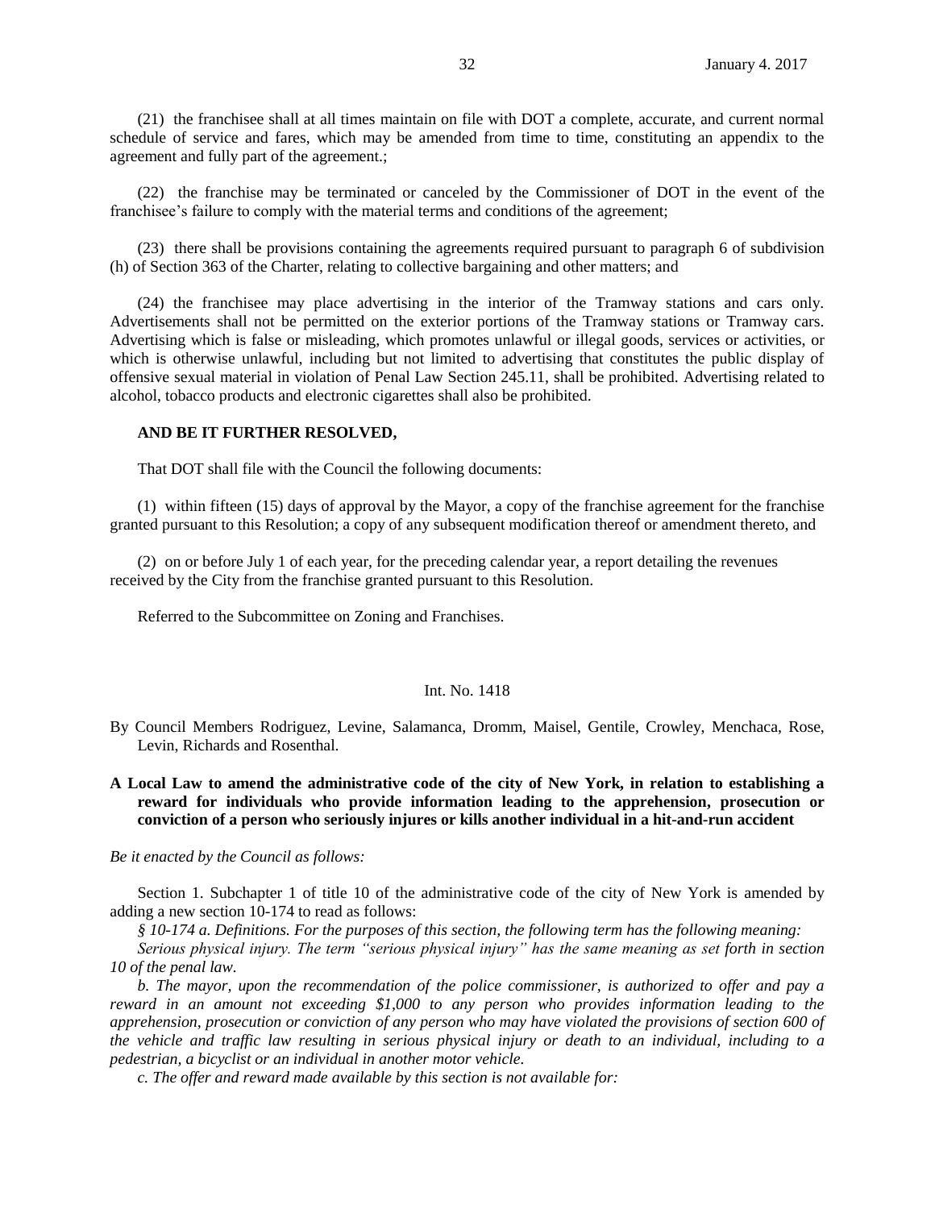(21) the franchisee shall at all times maintain on file with DOT a complete, accurate, and current normal schedule of service and fares, which may be amended from time to time, constituting an appendix to the agreement and fully part of the agreement.;

(22) the franchise may be terminated or canceled by the Commissioner of DOT in the event of the franchisee's failure to comply with the material terms and conditions of the agreement;

(23) there shall be provisions containing the agreements required pursuant to paragraph 6 of subdivision (h) of Section 363 of the Charter, relating to collective bargaining and other matters; and

(24) the franchisee may place advertising in the interior of the Tramway stations and cars only. Advertisements shall not be permitted on the exterior portions of the Tramway stations or Tramway cars. Advertising which is false or misleading, which promotes unlawful or illegal goods, services or activities, or which is otherwise unlawful, including but not limited to advertising that constitutes the public display of offensive sexual material in violation of Penal Law Section 245.11, shall be prohibited. Advertising related to alcohol, tobacco products and electronic cigarettes shall also be prohibited.

**AND BE IT FURTHER RESOLVED,**

That DOT shall file with the Council the following documents:

(1) within fifteen (15) days of approval by the Mayor, a copy of the franchise agreement for the franchise granted pursuant to this Resolution; a copy of any subsequent modification thereof or amendment thereto, and

(2) on or before July 1 of each year, for the preceding calendar year, a report detailing the revenues received by the City from the franchise granted pursuant to this Resolution.

Referred to the Subcommittee on Zoning and Franchises.

Int. No. 1418

By Council Members Rodriguez, Levine, Salamanca, Dromm, Maisel, Gentile, Crowley, Menchaca, Rose, Levin, Richards and Rosenthal.

**A Local Law to amend the administrative code of the city of New York, in relation to establishing a reward for individuals who provide information leading to the apprehension, prosecution or conviction of a person who seriously injures or kills another individual in a hit-and-run accident**

*Be it enacted by the Council as follows:*

Section 1. Subchapter 1 of title 10 of the administrative code of the city of New York is amended by adding a new section 10-174 to read as follows:

*§ 10-174 a. Definitions. For the purposes of this section, the following term has the following meaning:*

*Serious physical injury. The term "serious physical injury" has the same meaning as set forth in section 10 of the penal law.*

*b. The mayor, upon the recommendation of the police commissioner, is authorized to offer and pay a reward in an amount not exceeding $1,000 to any person who provides information leading to the apprehension, prosecution or conviction of any person who may have violated the provisions of section 600 of the vehicle and traffic law resulting in serious physical injury or death to an individual, including to a pedestrian, a bicyclist or an individual in another motor vehicle.*

*c. The offer and reward made available by this section is not available for:*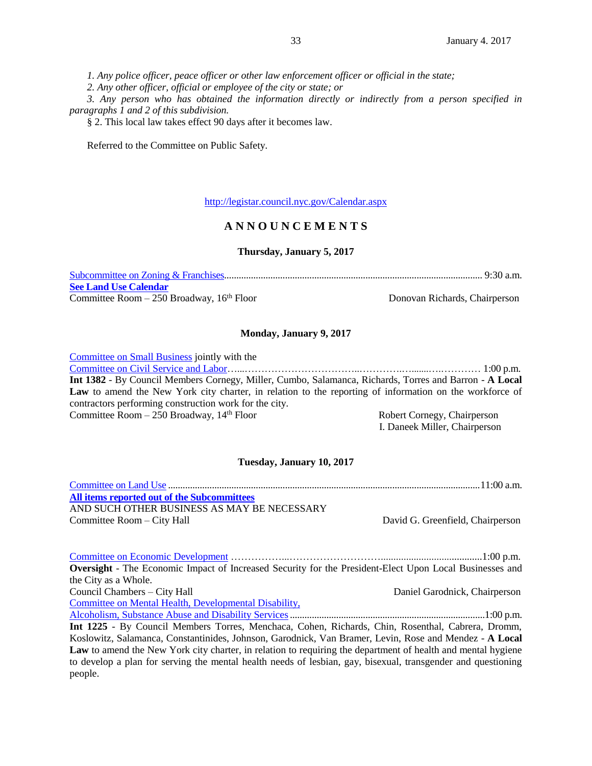*1. Any police officer, peace officer or other law enforcement officer or official in the state;*

*2. Any other officer, official or employee of the city or state; or*

*3. Any person who has obtained the information directly or indirectly from a person specified in paragraphs 1 and 2 of this subdivision.*

§ 2. This local law takes effect 90 days after it becomes law.

Referred to the Committee on Public Safety.

http://legistar.council.nyc.gov/Calendar.aspx

## A N N O U N C E M E N T S

### Thursday, January 5, 2017

Subcommittee on Zoning & Franchises........................................................................................................ 9:30 a.m.
**See Land Use Calendar**
Committee Room – 250 Broadway, 16th Floor — Donovan Richards, Chairperson

### Monday, January 9, 2017

Committee on Small Business jointly with the
Committee on Civil Service and Labor…..……………………………..………….…......….………… 1:00 p.m.
**Int 1382** - By Council Members Cornegy, Miller, Cumbo, Salamanca, Richards, Torres and Barron - **A Local Law** to amend the New York city charter, in relation to the reporting of information on the workforce of contractors performing construction work for the city.
Committee Room – 250 Broadway, 14th Floor — Robert Cornegy, Chairperson; I. Daneek Miller, Chairperson

### Tuesday, January 10, 2017

Committee on Land Use ................................................................................................................................11:00 a.m.
**All items reported out of the Subcommittees**
AND SUCH OTHER BUSINESS AS MAY BE NECESSARY
Committee Room – City Hall — David G. Greenfield, Chairperson

Committee on Economic Development ……………...……………………….......................................1:00 p.m.
**Oversight** - The Economic Impact of Increased Security for the President-Elect Upon Local Businesses and the City as a Whole.
Council Chambers – City Hall — Daniel Garodnick, Chairperson

Committee on Mental Health, Developmental Disability,
Alcoholism, Substance Abuse and Disability Services...............................................................................1:00 p.m.
**Int 1225** - By Council Members Torres, Menchaca, Cohen, Richards, Chin, Rosenthal, Cabrera, Dromm, Koslowitz, Salamanca, Constantinides, Johnson, Garodnick, Van Bramer, Levin, Rose and Mendez - **A Local Law** to amend the New York city charter, in relation to requiring the department of health and mental hygiene to develop a plan for serving the mental health needs of lesbian, gay, bisexual, transgender and questioning people.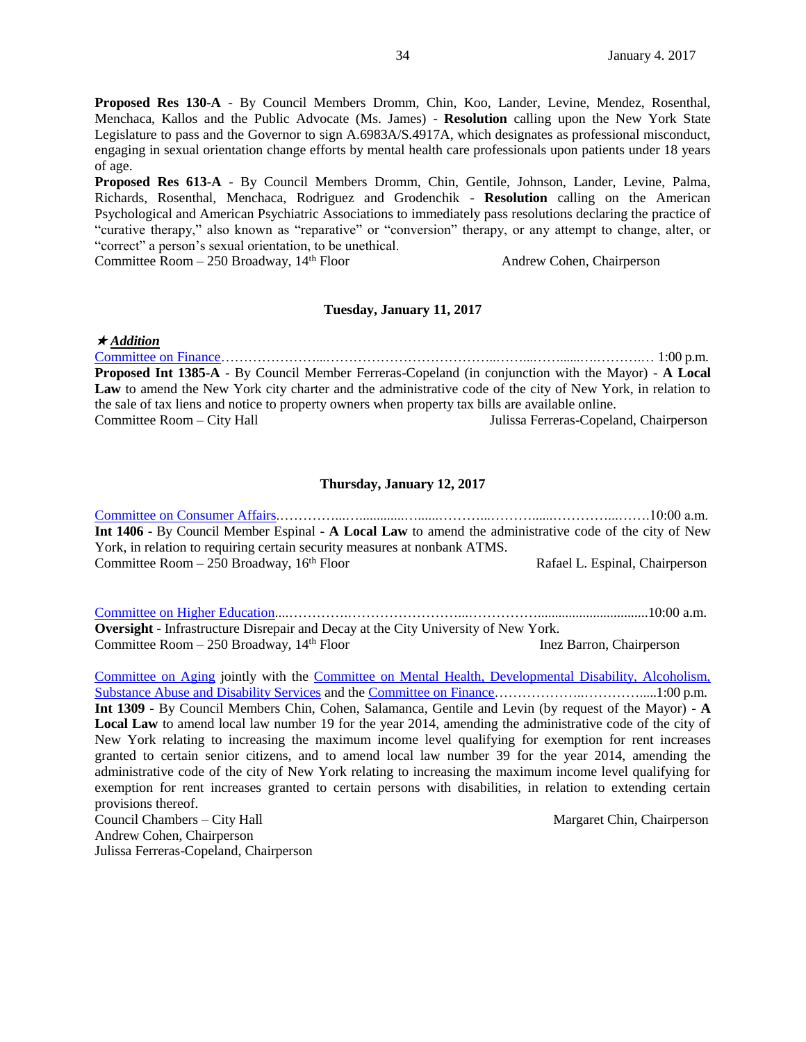**Proposed Res 130-A** - By Council Members Dromm, Chin, Koo, Lander, Levine, Mendez, Rosenthal, Menchaca, Kallos and the Public Advocate (Ms. James) - **Resolution** calling upon the New York State Legislature to pass and the Governor to sign A.6983A/S.4917A, which designates as professional misconduct, engaging in sexual orientation change efforts by mental health care professionals upon patients under 18 years of age.

**Proposed Res 613-A** - By Council Members Dromm, Chin, Gentile, Johnson, Lander, Levine, Palma, Richards, Rosenthal, Menchaca, Rodriguez and Grodenchik - **Resolution** calling on the American Psychological and American Psychiatric Associations to immediately pass resolutions declaring the practice of "curative therapy," also known as "reparative" or "conversion" therapy, or any attempt to change, alter, or "correct" a person's sexual orientation, to be unethical.

Committee Room – 250 Broadway, 14th Floor Andrew Cohen, Chairperson

**Tuesday, January 11, 2017**

★ ***Addition***

Committee on Finance…………………...………………………………...……...……......…..……..… 1:00 p.m.

**Proposed Int 1385-A** - By Council Member Ferreras-Copeland (in conjunction with the Mayor) - **A Local Law** to amend the New York city charter and the administrative code of the city of New York, in relation to the sale of tax liens and notice to property owners when property tax bills are available online.

Committee Room – City Hall Julissa Ferreras-Copeland, Chairperson

**Thursday, January 12, 2017**

Committee on Consumer Affairs.……………...…..............….......………...…….…......…………...…….10:00 a.m.

**Int 1406** - By Council Member Espinal - **A Local Law** to amend the administrative code of the city of New York, in relation to requiring certain security measures at nonbank ATMS.

Committee Room – 250 Broadway, 16th Floor Rafael L. Espinal, Chairperson

Committee on Higher Education...……………………………………...…………….................................10:00 a.m.

**Oversight** - Infrastructure Disrepair and Decay at the City University of New York.

Committee Room – 250 Broadway, 14th Floor Inez Barron, Chairperson

Committee on Aging jointly with the Committee on Mental Health, Developmental Disability, Alcoholism, Substance Abuse and Disability Services and the Committee on Finance………………..………….....1:00 p.m.

**Int 1309** - By Council Members Chin, Cohen, Salamanca, Gentile and Levin (by request of the Mayor) - **A Local Law** to amend local law number 19 for the year 2014, amending the administrative code of the city of New York relating to increasing the maximum income level qualifying for exemption for rent increases granted to certain senior citizens, and to amend local law number 39 for the year 2014, amending the administrative code of the city of New York relating to increasing the maximum income level qualifying for exemption for rent increases granted to certain persons with disabilities, in relation to extending certain provisions thereof.

Council Chambers – City Hall Margaret Chin, Chairperson
Andrew Cohen, Chairperson
Julissa Ferreras-Copeland, Chairperson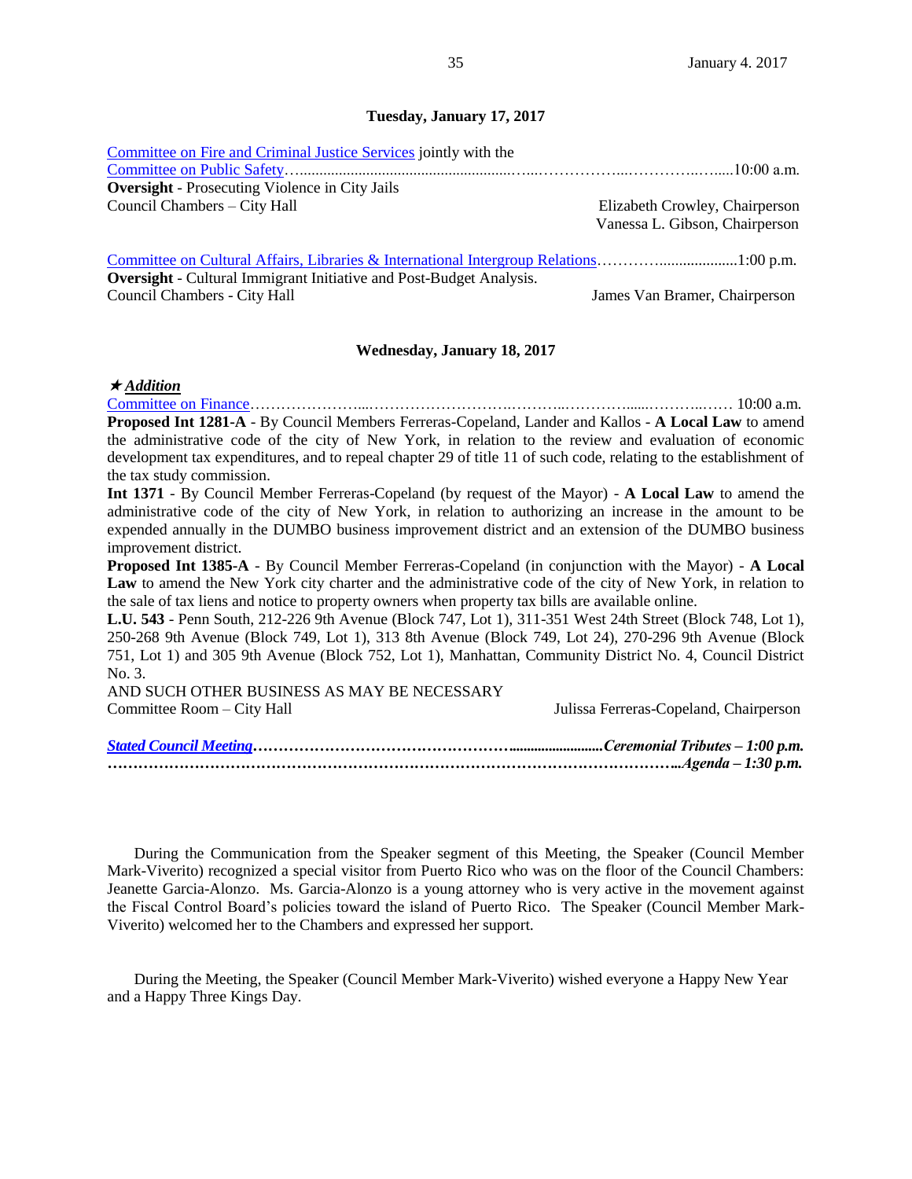**Tuesday, January 17, 2017**

Committee on Fire and Criminal Justice Services jointly with the
Committee on Public Safety……………………………………………………………………10:00 a.m.
**Oversight** - Prosecuting Violence in City Jails
Council Chambers – City Hall — Elizabeth Crowley, Chairperson
Vanessa L. Gibson, Chairperson

Committee on Cultural Affairs, Libraries & International Intergroup Relations……………………1:00 p.m.
**Oversight** - Cultural Immigrant Initiative and Post-Budget Analysis.
Council Chambers - City Hall — James Van Bramer, Chairperson

**Wednesday, January 18, 2017**

★ ***Addition***
Committee on Finance……………………………………………………………………… 10:00 a.m.
**Proposed Int 1281-A** - By Council Members Ferreras-Copeland, Lander and Kallos - **A Local Law** to amend the administrative code of the city of New York, in relation to the review and evaluation of economic development tax expenditures, and to repeal chapter 29 of title 11 of such code, relating to the establishment of the tax study commission.
**Int 1371** - By Council Member Ferreras-Copeland (by request of the Mayor) - **A Local Law** to amend the administrative code of the city of New York, in relation to authorizing an increase in the amount to be expended annually in the DUMBO business improvement district and an extension of the DUMBO business improvement district.
**Proposed Int 1385-A** - By Council Member Ferreras-Copeland (in conjunction with the Mayor) - **A Local Law** to amend the New York city charter and the administrative code of the city of New York, in relation to the sale of tax liens and notice to property owners when property tax bills are available online.
**L.U. 543** - Penn South, 212-226 9th Avenue (Block 747, Lot 1), 311-351 West 24th Street (Block 748, Lot 1), 250-268 9th Avenue (Block 749, Lot 1), 313 8th Avenue (Block 749, Lot 24), 270-296 9th Avenue (Block 751, Lot 1) and 305 9th Avenue (Block 752, Lot 1), Manhattan, Community District No. 4, Council District No. 3.
AND SUCH OTHER BUSINESS AS MAY BE NECESSARY
Committee Room – City Hall — Julissa Ferreras-Copeland, Chairperson

***Stated Council Meeting*****………………………………………………Ceremonial Tributes – 1:00 p.m.**
***………………………………………………………………………………………Agenda – 1:30 p.m.***

During the Communication from the Speaker segment of this Meeting, the Speaker (Council Member Mark-Viverito) recognized a special visitor from Puerto Rico who was on the floor of the Council Chambers: Jeanette Garcia-Alonzo. Ms. Garcia-Alonzo is a young attorney who is very active in the movement against the Fiscal Control Board's policies toward the island of Puerto Rico. The Speaker (Council Member Mark-Viverito) welcomed her to the Chambers and expressed her support.

During the Meeting, the Speaker (Council Member Mark-Viverito) wished everyone a Happy New Year and a Happy Three Kings Day.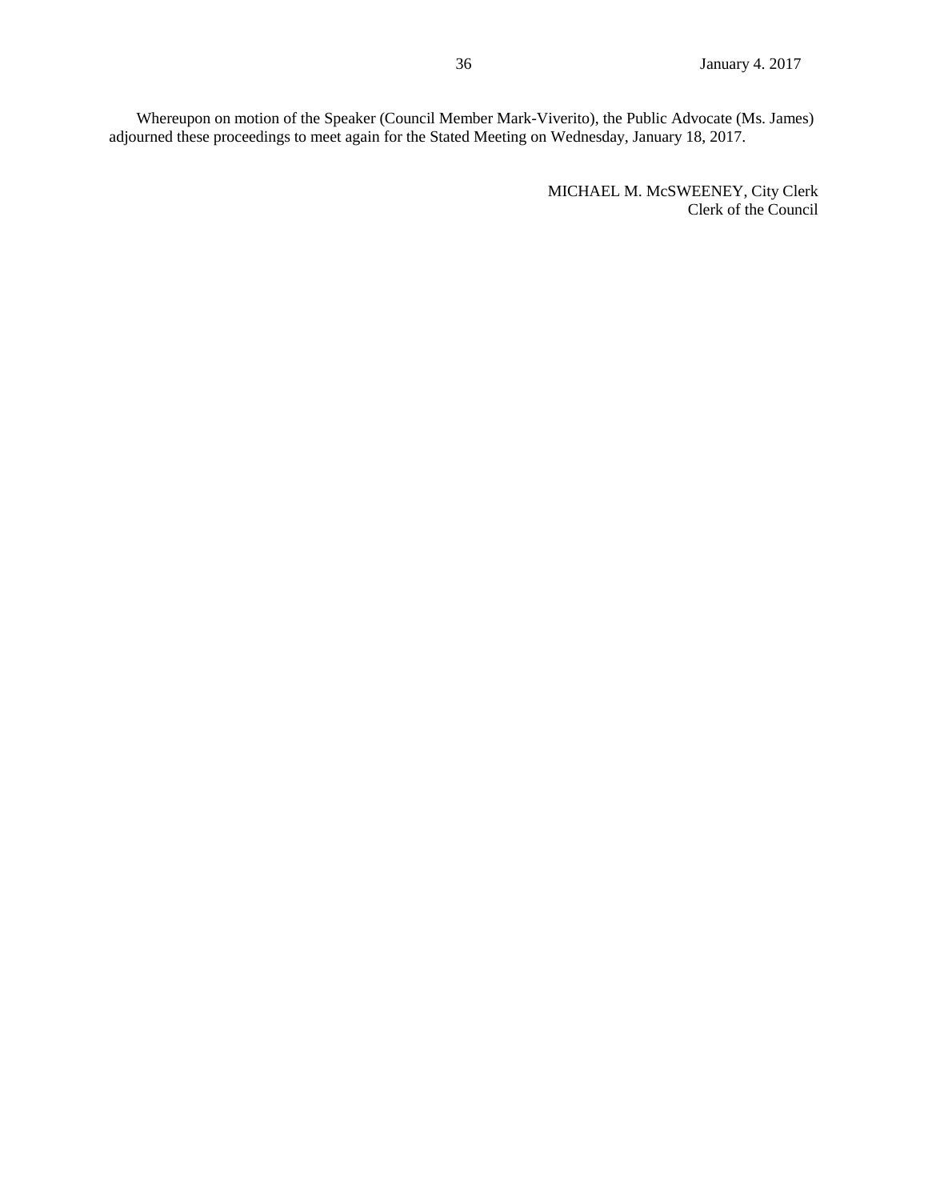Whereupon on motion of the Speaker (Council Member Mark-Viverito), the Public Advocate (Ms. James) adjourned these proceedings to meet again for the Stated Meeting on Wednesday, January 18, 2017.

MICHAEL M. McSWEENEY, City Clerk
Clerk of the Council